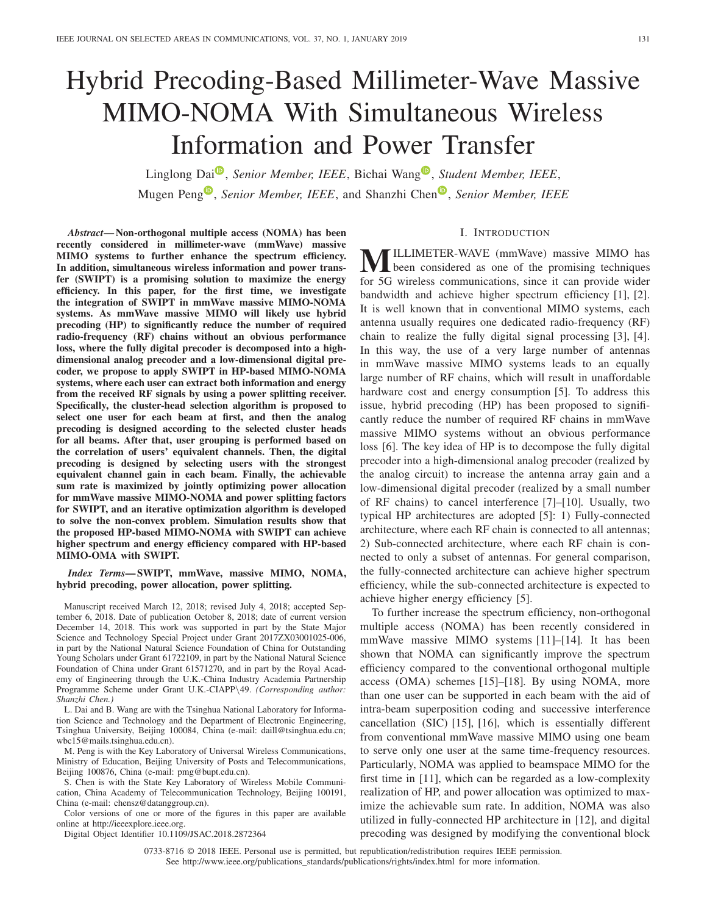# Hybrid Precoding-Based Millimeter-Wave Massive MIMO-NOMA With Simultaneous Wireless Information and Power Transfer

Linglong Dai, *Senior Member, IEEE*, Bichai Wang, *Student Member, IEEE*, Mugen Peng, *Senior Member, IEEE*, and Shanzhi Chen, *Senior Member, IEEE*

***Abstract*—Non-orthogonal multiple access (NOMA) has been recently considered in millimeter-wave (mmWave) massive MIMO systems to further enhance the spectrum efficiency. In addition, simultaneous wireless information and power transfer (SWIPT) is a promising solution to maximize the energy efficiency. In this paper, for the first time, we investigate the integration of SWIPT in mmWave massive MIMO-NOMA systems. As mmWave massive MIMO will likely use hybrid precoding (HP) to significantly reduce the number of required radio-frequency (RF) chains without an obvious performance loss, where the fully digital precoder is decomposed into a high-dimensional analog precoder and a low-dimensional digital precoder, we propose to apply SWIPT in HP-based MIMO-NOMA systems, where each user can extract both information and energy from the received RF signals by using a power splitting receiver. Specifically, the cluster-head selection algorithm is proposed to select one user for each beam at first, and then the analog precoding is designed according to the selected cluster heads for all beams. After that, user grouping is performed based on the correlation of users' equivalent channels. Then, the digital precoding is designed by selecting users with the strongest equivalent channel gain in each beam. Finally, the achievable sum rate is maximized by jointly optimizing power allocation for mmWave massive MIMO-NOMA and power splitting factors for SWIPT, and an iterative optimization algorithm is developed to solve the non-convex problem. Simulation results show that the proposed HP-based MIMO-NOMA with SWIPT can achieve higher spectrum and energy efficiency compared with HP-based MIMO-OMA with SWIPT.**

***Index Terms*—SWIPT, mmWave, massive MIMO, NOMA, hybrid precoding, power allocation, power splitting.**

Manuscript received March 12, 2018; revised July 4, 2018; accepted September 6, 2018. Date of publication October 8, 2018; date of current version December 14, 2018. This work was supported in part by the State Major Science and Technology Special Project under Grant 2017ZX03001025-006, in part by the National Natural Science Foundation of China for Outstanding Young Scholars under Grant 61722109, in part by the National Natural Science Foundation of China under Grant 61571270, and in part by the Royal Academy of Engineering through the U.K.-China Industry Academia Partnership Programme Scheme under Grant U.K.-CIAPP\49. *(Corresponding author: Shanzhi Chen.)*

L. Dai and B. Wang are with the Tsinghua National Laboratory for Information Science and Technology and the Department of Electronic Engineering, Tsinghua University, Beijing 100084, China (e-mail: daill@tsinghua.edu.cn; wbc15@mails.tsinghua.edu.cn).

M. Peng is with the Key Laboratory of Universal Wireless Communications, Ministry of Education, Beijing University of Posts and Telecommunications, Beijing 100876, China (e-mail: pmg@bupt.edu.cn).

S. Chen is with the State Key Laboratory of Wireless Mobile Communication, China Academy of Telecommunication Technology, Beijing 100191, China (e-mail: chensz@datanggroup.cn).

Color versions of one or more of the figures in this paper are available online at http://ieeexplore.ieee.org.

Digital Object Identifier 10.1109/JSAC.2018.2872364

## I. Introduction

Millimeter-wave (mmWave) massive MIMO has been considered as one of the promising techniques for 5G wireless communications, since it can provide wider bandwidth and achieve higher spectrum efficiency [1], [2]. It is well known that in conventional MIMO systems, each antenna usually requires one dedicated radio-frequency (RF) chain to realize the fully digital signal processing [3], [4]. In this way, the use of a very large number of antennas in mmWave massive MIMO systems leads to an equally large number of RF chains, which will result in unaffordable hardware cost and energy consumption [5]. To address this issue, hybrid precoding (HP) has been proposed to significantly reduce the number of required RF chains in mmWave massive MIMO systems without an obvious performance loss [6]. The key idea of HP is to decompose the fully digital precoder into a high-dimensional analog precoder (realized by the analog circuit) to increase the antenna array gain and a low-dimensional digital precoder (realized by a small number of RF chains) to cancel interference [7]–[10]. Usually, two typical HP architectures are adopted [5]: 1) Fully-connected architecture, where each RF chain is connected to all antennas; 2) Sub-connected architecture, where each RF chain is connected to only a subset of antennas. For general comparison, the fully-connected architecture can achieve higher spectrum efficiency, while the sub-connected architecture is expected to achieve higher energy efficiency [5].

To further increase the spectrum efficiency, non-orthogonal multiple access (NOMA) has been recently considered in mmWave massive MIMO systems [11]–[14]. It has been shown that NOMA can significantly improve the spectrum efficiency compared to the conventional orthogonal multiple access (OMA) schemes [15]–[18]. By using NOMA, more than one user can be supported in each beam with the aid of intra-beam superposition coding and successive interference cancellation (SIC) [15], [16], which is essentially different from conventional mmWave massive MIMO using one beam to serve only one user at the same time-frequency resources. Particularly, NOMA was applied to beamspace MIMO for the first time in [11], which can be regarded as a low-complexity realization of HP, and power allocation was optimized to maximize the achievable sum rate. In addition, NOMA was also utilized in fully-connected HP architecture in [12], and digital precoding was designed by modifying the conventional block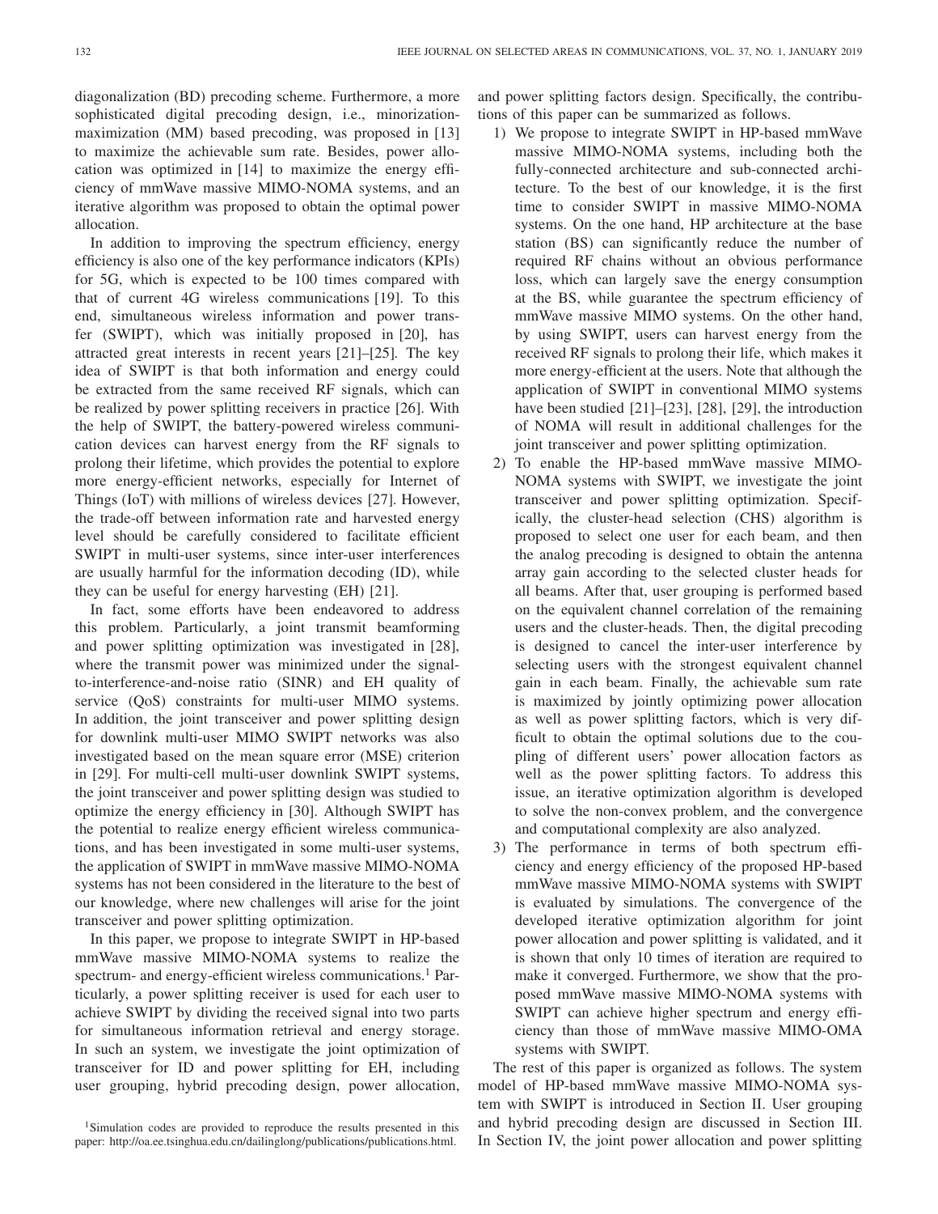diagonalization (BD) precoding scheme. Furthermore, a more sophisticated digital precoding design, i.e., minorization-maximization (MM) based precoding, was proposed in [13] to maximize the achievable sum rate. Besides, power allocation was optimized in [14] to maximize the energy efficiency of mmWave massive MIMO-NOMA systems, and an iterative algorithm was proposed to obtain the optimal power allocation.

In addition to improving the spectrum efficiency, energy efficiency is also one of the key performance indicators (KPIs) for 5G, which is expected to be 100 times compared with that of current 4G wireless communications [19]. To this end, simultaneous wireless information and power transfer (SWIPT), which was initially proposed in [20], has attracted great interests in recent years [21]–[25]. The key idea of SWIPT is that both information and energy could be extracted from the same received RF signals, which can be realized by power splitting receivers in practice [26]. With the help of SWIPT, the battery-powered wireless communication devices can harvest energy from the RF signals to prolong their lifetime, which provides the potential to explore more energy-efficient networks, especially for Internet of Things (IoT) with millions of wireless devices [27]. However, the trade-off between information rate and harvested energy level should be carefully considered to facilitate efficient SWIPT in multi-user systems, since inter-user interferences are usually harmful for the information decoding (ID), while they can be useful for energy harvesting (EH) [21].

In fact, some efforts have been endeavored to address this problem. Particularly, a joint transmit beamforming and power splitting optimization was investigated in [28], where the transmit power was minimized under the signal-to-interference-and-noise ratio (SINR) and EH quality of service (QoS) constraints for multi-user MIMO systems. In addition, the joint transceiver and power splitting design for downlink multi-user MIMO SWIPT networks was also investigated based on the mean square error (MSE) criterion in [29]. For multi-cell multi-user downlink SWIPT systems, the joint transceiver and power splitting design was studied to optimize the energy efficiency in [30]. Although SWIPT has the potential to realize energy efficient wireless communications, and has been investigated in some multi-user systems, the application of SWIPT in mmWave massive MIMO-NOMA systems has not been considered in the literature to the best of our knowledge, where new challenges will arise for the joint transceiver and power splitting optimization.

In this paper, we propose to integrate SWIPT in HP-based mmWave massive MIMO-NOMA systems to realize the spectrum- and energy-efficient wireless communications.[1] Particularly, a power splitting receiver is used for each user to achieve SWIPT by dividing the received signal into two parts for simultaneous information retrieval and energy storage. In such an system, we investigate the joint optimization of transceiver for ID and power splitting for EH, including user grouping, hybrid precoding design, power allocation, and power splitting factors design. Specifically, the contributions of this paper can be summarized as follows.

1) We propose to integrate SWIPT in HP-based mmWave massive MIMO-NOMA systems, including both the fully-connected architecture and sub-connected architecture. To the best of our knowledge, it is the first time to consider SWIPT in massive MIMO-NOMA systems. On the one hand, HP architecture at the base station (BS) can significantly reduce the number of required RF chains without an obvious performance loss, which can largely save the energy consumption at the BS, while guarantee the spectrum efficiency of mmWave massive MIMO systems. On the other hand, by using SWIPT, users can harvest energy from the received RF signals to prolong their life, which makes it more energy-efficient at the users. Note that although the application of SWIPT in conventional MIMO systems have been studied [21]–[23], [28], [29], the introduction of NOMA will result in additional challenges for the joint transceiver and power splitting optimization.
2) To enable the HP-based mmWave massive MIMO-NOMA systems with SWIPT, we investigate the joint transceiver and power splitting optimization. Specifically, the cluster-head selection (CHS) algorithm is proposed to select one user for each beam, and then the analog precoding is designed to obtain the antenna array gain according to the selected cluster heads for all beams. After that, user grouping is performed based on the equivalent channel correlation of the remaining users and the cluster-heads. Then, the digital precoding is designed to cancel the inter-user interference by selecting users with the strongest equivalent channel gain in each beam. Finally, the achievable sum rate is maximized by jointly optimizing power allocation as well as power splitting factors, which is very difficult to obtain the optimal solutions due to the coupling of different users' power allocation factors as well as the power splitting factors. To address this issue, an iterative optimization algorithm is developed to solve the non-convex problem, and the convergence and computational complexity are also analyzed.
3) The performance in terms of both spectrum efficiency and energy efficiency of the proposed HP-based mmWave massive MIMO-NOMA systems with SWIPT is evaluated by simulations. The convergence of the developed iterative optimization algorithm for joint power allocation and power splitting is validated, and it is shown that only 10 times of iteration are required to make it converged. Furthermore, we show that the proposed mmWave massive MIMO-NOMA systems with SWIPT can achieve higher spectrum and energy efficiency than those of mmWave massive MIMO-OMA systems with SWIPT.

The rest of this paper is organized as follows. The system model of HP-based mmWave massive MIMO-NOMA system with SWIPT is introduced in Section II. User grouping and hybrid precoding design are discussed in Section III. In Section IV, the joint power allocation and power splitting

[1]Simulation codes are provided to reproduce the results presented in this paper: http://oa.ee.tsinghua.edu.cn/dailinglong/publications/publications.html.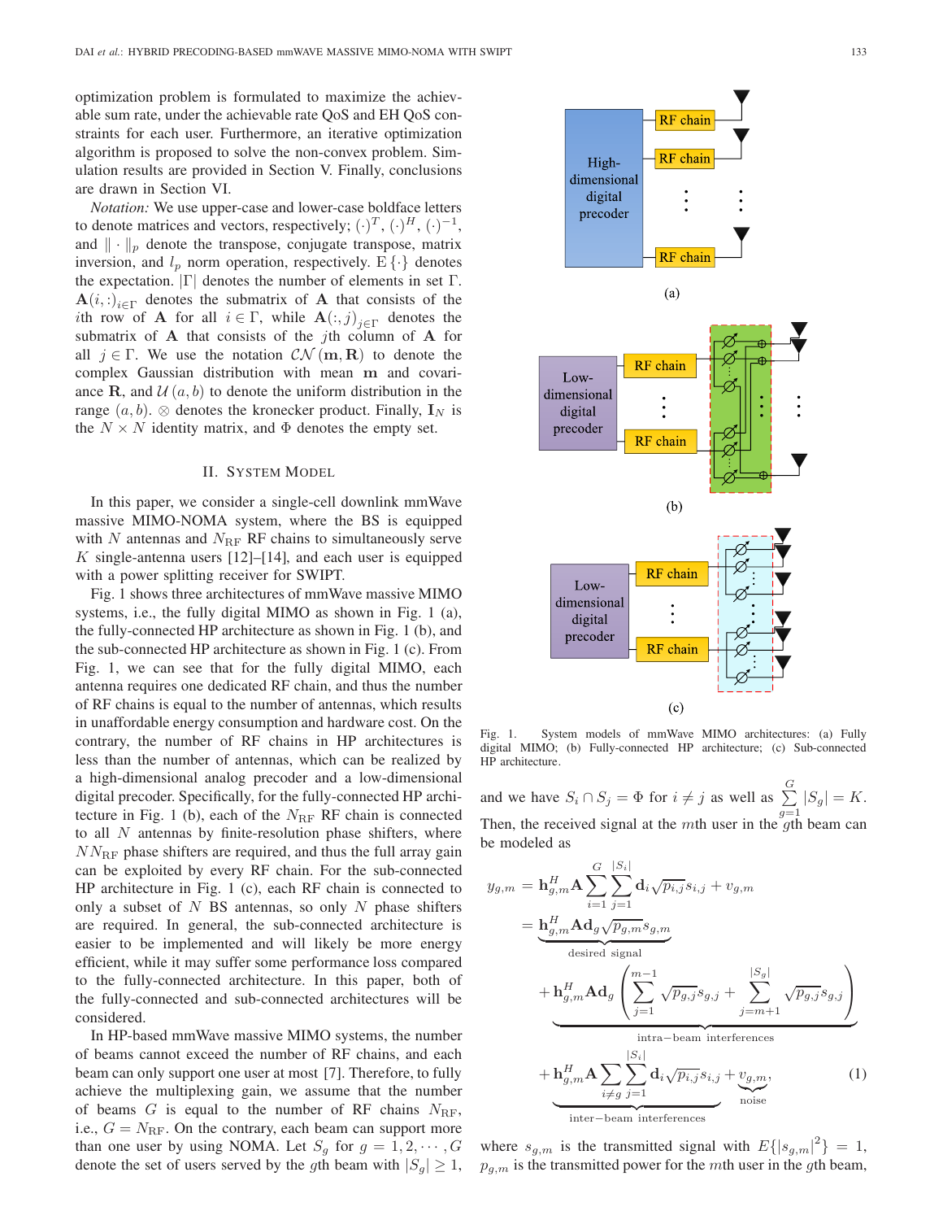optimization problem is formulated to maximize the achievable sum rate, under the achievable rate QoS and EH QoS constraints for each user. Furthermore, an iterative optimization algorithm is proposed to solve the non-convex problem. Simulation results are provided in Section V. Finally, conclusions are drawn in Section VI.

*Notation:* We use upper-case and lower-case boldface letters to denote matrices and vectors, respectively; $(\cdot)^T$, $(\cdot)^H$, $(\cdot)^{-1}$, and $\|\cdot\|_p$ denote the transpose, conjugate transpose, matrix inversion, and $l_p$ norm operation, respectively. $\mathrm{E}\{\cdot\}$ denotes the expectation. $|\Gamma|$ denotes the number of elements in set $\Gamma$. $\mathbf{A}(i,:)_{i\in\Gamma}$ denotes the submatrix of $\mathbf{A}$ that consists of the $i$th row of $\mathbf{A}$ for all $i\in\Gamma$, while $\mathbf{A}(:,j)_{j\in\Gamma}$ denotes the submatrix of $\mathbf{A}$ that consists of the $j$th column of $\mathbf{A}$ for all $j\in\Gamma$. We use the notation $\mathcal{CN}(\mathbf{m},\mathbf{R})$ to denote the complex Gaussian distribution with mean $\mathbf{m}$ and covariance $\mathbf{R}$, and $\mathcal{U}(a,b)$ to denote the uniform distribution in the range $(a,b)$. $\otimes$ denotes the kronecker product. Finally, $\mathbf{I}_N$ is the $N\times N$ identity matrix, and $\Phi$ denotes the empty set.

## II. System Model

In this paper, we consider a single-cell downlink mmWave massive MIMO-NOMA system, where the BS is equipped with $N$ antennas and $N_{\mathrm{RF}}$ RF chains to simultaneously serve $K$ single-antenna users [12]–[14], and each user is equipped with a power splitting receiver for SWIPT.

Fig. 1 shows three architectures of mmWave massive MIMO systems, i.e., the fully digital MIMO as shown in Fig. 1 (a), the fully-connected HP architecture as shown in Fig. 1 (b), and the sub-connected HP architecture as shown in Fig. 1 (c). From Fig. 1, we can see that for the fully digital MIMO, each antenna requires one dedicated RF chain, and thus the number of RF chains is equal to the number of antennas, which results in unaffordable energy consumption and hardware cost. On the contrary, the number of RF chains in HP architectures is less than the number of antennas, which can be realized by a high-dimensional analog precoder and a low-dimensional digital precoder. Specifically, for the fully-connected HP architecture in Fig. 1 (b), each of the $N_{\mathrm{RF}}$ RF chains is connected to all $N$ antennas by finite-resolution phase shifters, where $NN_{\mathrm{RF}}$ phase shifters are required, and thus the full array gain can be exploited by every RF chain. For the sub-connected HP architecture in Fig. 1 (c), each RF chain is connected to only a subset of $N$ BS antennas, so only $N$ phase shifters are required. In general, the sub-connected architecture is easier to be implemented and will likely be more energy efficient, while it may suffer some performance loss compared to the fully-connected architecture. In this paper, both of the fully-connected and sub-connected architectures will be considered.

In HP-based mmWave massive MIMO systems, the number of beams cannot exceed the number of RF chains, and each beam can only support one user at most [7]. Therefore, to fully achieve the multiplexing gain, we assume that the number of beams $G$ is equal to the number of RF chains $N_{\mathrm{RF}}$, i.e., $G=N_{\mathrm{RF}}$. On the contrary, each beam can support more than one user by using NOMA. Let $S_g$ for $g=1,2,\cdots,G$ denote the set of users served by the $g$th beam with $|S_g|\geq 1$,

Fig. 1. System models of mmWave MIMO architectures: (a) Fully digital MIMO; (b) Fully-connected HP architecture; (c) Sub-connected HP architecture.

and we have $S_i\cap S_j=\Phi$ for $i\neq j$ as well as $\sum_{g=1}^{G}|S_g|=K$. Then, the received signal at the $m$th user in the $g$th beam can be modeled as

$$
\begin{aligned}
y_{g,m} &= \mathbf{h}_{g,m}^H\mathbf{A}\sum_{i=1}^{G}\sum_{j=1}^{|S_i|}\mathbf{d}_i\sqrt{p_{i,j}}s_{i,j}+v_{g,m}\\
&= \underbrace{\mathbf{h}_{g,m}^H\mathbf{A}\mathbf{d}_g\sqrt{p_{g,m}}s_{g,m}}_{\text{desired signal}}\\
&\quad+\underbrace{\mathbf{h}_{g,m}^H\mathbf{A}\mathbf{d}_g\left(\sum_{j=1}^{m-1}\sqrt{p_{g,j}}s_{g,j}+\sum_{j=m+1}^{|S_g|}\sqrt{p_{g,j}}s_{g,j}\right)}_{\text{intra-beam interferences}}\\
&\quad+\underbrace{\mathbf{h}_{g,m}^H\mathbf{A}\sum_{i\neq g}\sum_{j=1}^{|S_i|}\mathbf{d}_i\sqrt{p_{i,j}}s_{i,j}}_{\text{inter-beam interferences}}+\underbrace{v_{g,m}}_{\text{noise}},
\end{aligned}
\tag{1}
$$

where $s_{g,m}$ is the transmitted signal with $E\{|s_{g,m}|^2\}=1$, $p_{g,m}$ is the transmitted power for the $m$th user in the $g$th beam,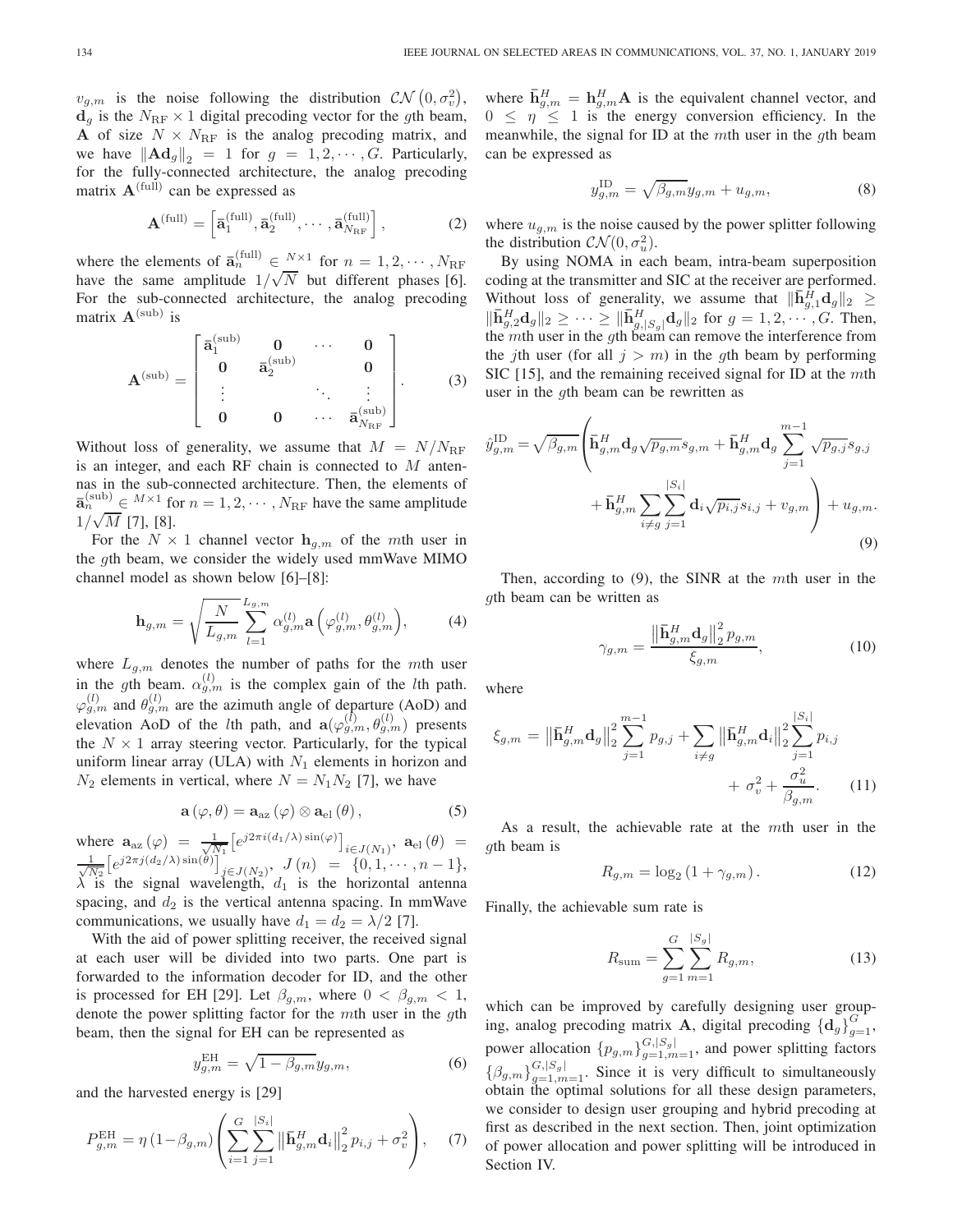$v_{g,m}$ is the noise following the distribution $\mathcal{CN}\left(0,\sigma_v^2\right)$, $\mathbf{d}_g$ is the $N_{\mathrm{RF}}\times 1$ digital precoding vector for the $g$th beam, $\mathbf{A}$ of size $N\times N_{\mathrm{RF}}$ is the analog precoding matrix, and we have $\left\|\mathbf{A}\mathbf{d}_g\right\|_2 = 1$ for $g = 1,2,\cdots,G$. Particularly, for the fully-connected architecture, the analog precoding matrix $\mathbf{A}^{(\mathrm{full})}$ can be expressed as

$$\mathbf{A}^{(\mathrm{full})} = \left[\bar{\mathbf{a}}_1^{(\mathrm{full})}, \bar{\mathbf{a}}_2^{(\mathrm{full})}, \cdots, \bar{\mathbf{a}}_{N_{\mathrm{RF}}}^{(\mathrm{full})}\right], \tag{2}$$

where the elements of $\bar{\mathbf{a}}_n^{(\mathrm{full})} \in {}^{N\times 1}$ for $n = 1,2,\cdots,N_{\mathrm{RF}}$ have the same amplitude $1/\sqrt{N}$ but different phases [6]. For the sub-connected architecture, the analog precoding matrix $\mathbf{A}^{(\mathrm{sub})}$ is

$$\mathbf{A}^{(\mathrm{sub})} = \begin{bmatrix} \bar{\mathbf{a}}_1^{(\mathrm{sub})} & \mathbf{0} & \cdots & \mathbf{0} \\ \mathbf{0} & \bar{\mathbf{a}}_2^{(\mathrm{sub})} & & \mathbf{0} \\ \vdots & & \ddots & \vdots \\ \mathbf{0} & \mathbf{0} & \cdots & \bar{\mathbf{a}}_{N_{\mathrm{RF}}}^{(\mathrm{sub})} \end{bmatrix}. \tag{3}$$

Without loss of generality, we assume that $M = N/N_{\mathrm{RF}}$ is an integer, and each RF chain is connected to $M$ antennas in the sub-connected architecture. Then, the elements of $\bar{\mathbf{a}}_n^{(\mathrm{sub})} \in {}^{M\times 1}$ for $n = 1,2,\cdots,N_{\mathrm{RF}}$ have the same amplitude $1/\sqrt{M}$ [7], [8].

For the $N\times 1$ channel vector $\mathbf{h}_{g,m}$ of the $m$th user in the $g$th beam, we consider the widely used mmWave MIMO channel model as shown below [6]–[8]:

$$\mathbf{h}_{g,m} = \sqrt{\frac{N}{L_{g,m}}}\sum_{l=1}^{L_{g,m}} \alpha_{g,m}^{(l)}\mathbf{a}\left(\varphi_{g,m}^{(l)},\theta_{g,m}^{(l)}\right), \tag{4}$$

where $L_{g,m}$ denotes the number of paths for the $m$th user in the $g$th beam. $\alpha_{g,m}^{(l)}$ is the complex gain of the $l$th path. $\varphi_{g,m}^{(l)}$ and $\theta_{g,m}^{(l)}$ are the azimuth angle of departure (AoD) and elevation AoD of the $l$th path, and $\mathbf{a}(\varphi_{g,m}^{(l)},\theta_{g,m}^{(l)})$ presents the $N\times 1$ array steering vector. Particularly, for the typical uniform linear array (ULA) with $N_1$ elements in horizon and $N_2$ elements in vertical, where $N = N_1N_2$ [7], we have

$$\mathbf{a}\left(\varphi,\theta\right) = \mathbf{a}_{\mathrm{az}}\left(\varphi\right)\otimes\mathbf{a}_{\mathrm{el}}\left(\theta\right), \tag{5}$$

where $\mathbf{a}_{\mathrm{az}}\left(\varphi\right) = \frac{1}{\sqrt{N_1}}\left[e^{j2\pi i(d_1/\lambda)\sin(\varphi)}\right]_{i\in J(N_1)}$, $\mathbf{a}_{\mathrm{el}}\left(\theta\right) = \frac{1}{\sqrt{N_2}}\left[e^{j2\pi j(d_2/\lambda)\sin(\theta)}\right]_{j\in J(N_2)}$, $J\left(n\right) = \{0,1,\cdots,n-1\}$, $\lambda$ is the signal wavelength, $d_1$ is the horizontal antenna spacing, and $d_2$ is the vertical antenna spacing. In mmWave communications, we usually have $d_1 = d_2 = \lambda/2$ [7].

With the aid of power splitting receiver, the received signal at each user will be divided into two parts. One part is forwarded to the information decoder for ID, and the other is processed for EH [29]. Let $\beta_{g,m}$, where $0 < \beta_{g,m} < 1$, denote the power splitting factor for the $m$th user in the $g$th beam, then the signal for EH can be represented as

$$y_{g,m}^{\mathrm{EH}} = \sqrt{1-\beta_{g,m}}\,y_{g,m}, \tag{6}$$

and the harvested energy is [29]

$$P_{g,m}^{\mathrm{EH}} = \eta\left(1-\beta_{g,m}\right)\left(\sum_{i=1}^{G}\sum_{j=1}^{|S_i|}\left\|\bar{\mathbf{h}}_{g,m}^H\mathbf{d}_i\right\|_2^2 p_{i,j} + \sigma_v^2\right), \tag{7}$$

where $\bar{\mathbf{h}}_{g,m}^H = \mathbf{h}_{g,m}^H\mathbf{A}$ is the equivalent channel vector, and $0\le\eta\le 1$ is the energy conversion efficiency. In the meanwhile, the signal for ID at the $m$th user in the $g$th beam can be expressed as

$$y_{g,m}^{\mathrm{ID}} = \sqrt{\beta_{g,m}}\,y_{g,m} + u_{g,m}, \tag{8}$$

where $u_{g,m}$ is the noise caused by the power splitter following the distribution $\mathcal{CN}(0,\sigma_u^2)$.

By using NOMA in each beam, intra-beam superposition coding at the transmitter and SIC at the receiver are performed. Without loss of generality, we assume that $\|\bar{\mathbf{h}}_{g,1}^H\mathbf{d}_g\|_2 \ge \|\bar{\mathbf{h}}_{g,2}^H\mathbf{d}_g\|_2 \ge \cdots \ge \|\bar{\mathbf{h}}_{g,|S_g|}^H\mathbf{d}_g\|_2$ for $g = 1,2,\cdots,G$. Then, the $m$th user in the $g$th beam can remove the interference from the $j$th user (for all $j > m$) in the $g$th beam by performing SIC [15], and the remaining received signal for ID at the $m$th user in the $g$th beam can be rewritten as

$$\hat{y}_{g,m}^{\mathrm{ID}} = \sqrt{\beta_{g,m}}\left(\bar{\mathbf{h}}_{g,m}^H\mathbf{d}_g\sqrt{p_{g,m}}s_{g,m} + \bar{\mathbf{h}}_{g,m}^H\mathbf{d}_g\sum_{j=1}^{m-1}\sqrt{p_{g,j}}s_{g,j} + \bar{\mathbf{h}}_{g,m}^H\sum_{i\neq g}\sum_{j=1}^{|S_i|}\mathbf{d}_i\sqrt{p_{i,j}}s_{i,j} + v_{g,m}\right) + u_{g,m}. \tag{9}$$

Then, according to (9), the SINR at the $m$th user in the $g$th beam can be written as

$$\gamma_{g,m} = \frac{\left\|\bar{\mathbf{h}}_{g,m}^H\mathbf{d}_g\right\|_2^2 p_{g,m}}{\xi_{g,m}}, \tag{10}$$

where

$$\xi_{g,m} = \left\|\bar{\mathbf{h}}_{g,m}^H\mathbf{d}_g\right\|_2^2\sum_{j=1}^{m-1}p_{g,j} + \sum_{i\neq g}\left\|\bar{\mathbf{h}}_{g,m}^H\mathbf{d}_i\right\|_2^2\sum_{j=1}^{|S_i|}p_{i,j} + \sigma_v^2 + \frac{\sigma_u^2}{\beta_{g,m}}. \tag{11}$$

As a result, the achievable rate at the $m$th user in the $g$th beam is

$$R_{g,m} = \log_2\left(1+\gamma_{g,m}\right). \tag{12}$$

Finally, the achievable sum rate is

$$R_{\mathrm{sum}} = \sum_{g=1}^{G}\sum_{m=1}^{|S_g|}R_{g,m}, \tag{13}$$

which can be improved by carefully designing user grouping, analog precoding matrix $\mathbf{A}$, digital precoding $\{\mathbf{d}_g\}_{g=1}^{G}$, power allocation $\{p_{g,m}\}_{g=1,m=1}^{G,|S_g|}$, and power splitting factors $\{\beta_{g,m}\}_{g=1,m=1}^{G,|S_g|}$. Since it is very difficult to simultaneously obtain the optimal solutions for all these design parameters, we consider to design user grouping and hybrid precoding at first as described in the next section. Then, joint optimization of power allocation and power splitting will be introduced in Section IV.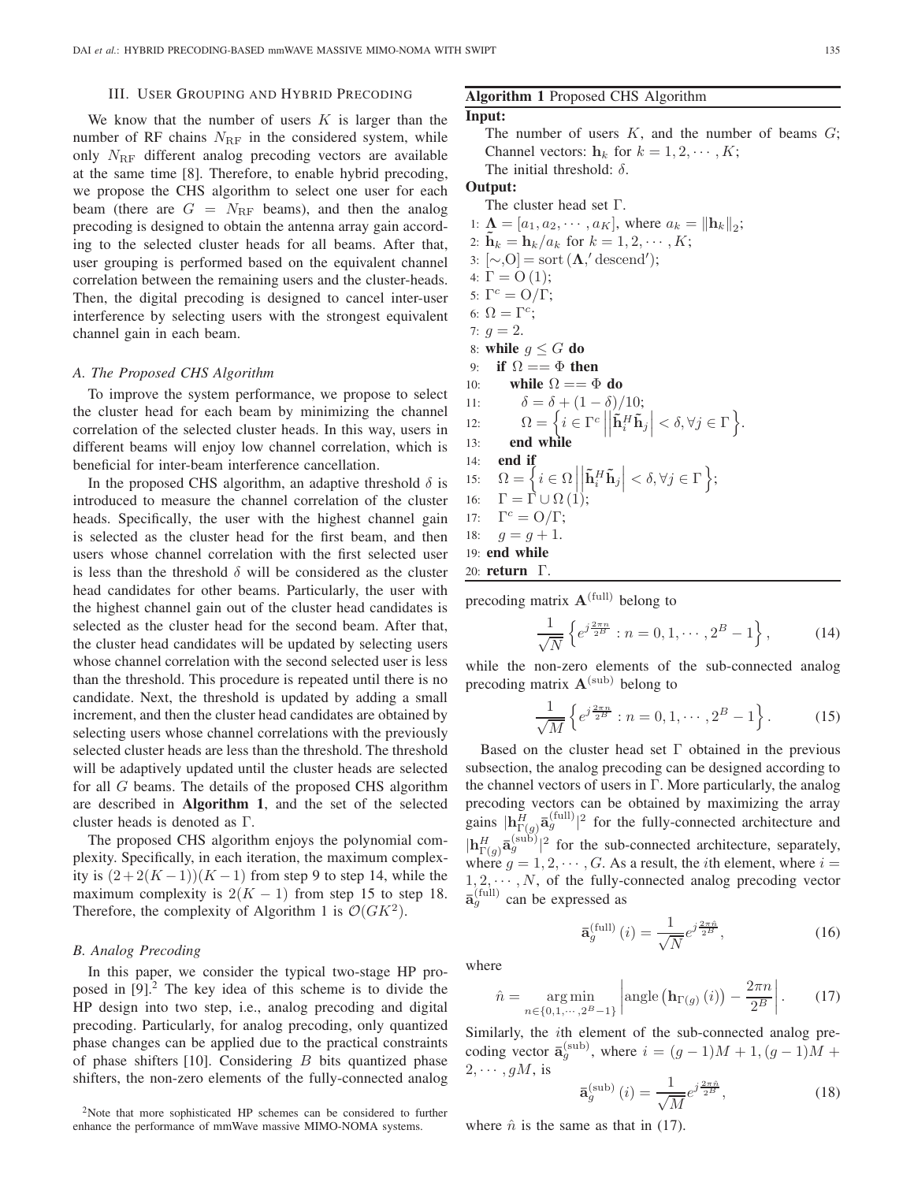## III. User Grouping and Hybrid Precoding

We know that the number of users $K$ is larger than the number of RF chains $N_{\mathrm{RF}}$ in the considered system, while only $N_{\mathrm{RF}}$ different analog precoding vectors are available at the same time [8]. Therefore, to enable hybrid precoding, we propose the CHS algorithm to select one user for each beam (there are $G = N_{\mathrm{RF}}$ beams), and then the analog precoding is designed to obtain the antenna array gain according to the selected cluster heads for all beams. After that, user grouping is performed based on the equivalent channel correlation between the remaining users and the cluster-heads. Then, the digital precoding is designed to cancel inter-user interference by selecting users with the strongest equivalent channel gain in each beam.

### A. The Proposed CHS Algorithm

To improve the system performance, we propose to select the cluster head for each beam by minimizing the channel correlation of the selected cluster heads. In this way, users in different beams will enjoy low channel correlation, which is beneficial for inter-beam interference cancellation.

In the proposed CHS algorithm, an adaptive threshold $\delta$ is introduced to measure the channel correlation of the cluster heads. Specifically, the user with the highest channel gain is selected as the cluster head for the first beam, and then users whose channel correlation with the first selected user is less than the threshold $\delta$ will be considered as the cluster head candidates for other beams. Particularly, the user with the highest channel gain out of the cluster head candidates is selected as the cluster head for the second beam. After that, the cluster head candidates will be updated by selecting users whose channel correlation with the second selected user is less than the threshold. This procedure is repeated until there is no candidate. Next, the threshold is updated by adding a small increment, and then the cluster head candidates are obtained by selecting users whose channel correlations with the previously selected cluster heads are less than the threshold. The threshold will be adaptively updated until the cluster heads are selected for all $G$ beams. The details of the proposed CHS algorithm are described in **Algorithm 1**, and the set of the selected cluster heads is denoted as $\Gamma$.

The proposed CHS algorithm enjoys the polynomial complexity. Specifically, in each iteration, the maximum complexity is $(2+2(K-1))(K-1)$ from step 9 to step 14, while the maximum complexity is $2(K-1)$ from step 15 to step 18. Therefore, the complexity of Algorithm 1 is $\mathcal{O}(GK^2)$.

**Algorithm 1** Proposed CHS Algorithm

**Input:**
The number of users $K$, and the number of beams $G$;
Channel vectors: $\mathbf{h}_k$ for $k = 1, 2, \cdots, K$;
The initial threshold: $\delta$.

**Output:**
The cluster head set $\Gamma$.

```
1: Λ = [a_1, a_2, ··· , a_K], where a_k = ||h_k||_2;
2: h̃_k = h_k/a_k for k = 1, 2, ··· , K;
3: [∼,O] = sort(Λ,'descend');
4: Γ = O(1);
5: Γ^c = O/Γ;
6: Ω = Γ^c;
7: g = 2.
8: while g ≤ G do
9:    if Ω == Φ then
10:      while Ω == Φ do
11:         δ = δ + (1 − δ)/10;
12:         Ω = { i ∈ Γ^c | |h̃_i^H h̃_j| < δ, ∀j ∈ Γ }.
13:      end while
14:   end if
15:   Ω = { i ∈ Ω | |h̃_i^H h̃_j| < δ, ∀j ∈ Γ };
16:   Γ = Γ ∪ Ω(1);
17:   Γ^c = O/Γ;
18:   g = g + 1.
19: end while
20: return Γ.
```

### B. Analog Precoding

In this paper, we consider the typical two-stage HP proposed in [9].[2] The key idea of this scheme is to divide the HP design into two step, i.e., analog precoding and digital precoding. Particularly, for analog precoding, only quantized phase changes can be applied due to the practical constraints of phase shifters [10]. Considering $B$ bits quantized phase shifters, the non-zero elements of the fully-connected analog precoding matrix $\mathbf{A}^{(\mathrm{full})}$ belong to

$$\frac{1}{\sqrt{N}}\left\{e^{j\frac{2\pi n}{2^B}} : n = 0, 1, \cdots, 2^B - 1\right\}, \tag{14}$$

while the non-zero elements of the sub-connected analog precoding matrix $\mathbf{A}^{(\mathrm{sub})}$ belong to

$$\frac{1}{\sqrt{M}}\left\{e^{j\frac{2\pi n}{2^B}} : n = 0, 1, \cdots, 2^B - 1\right\}. \tag{15}$$

Based on the cluster head set $\Gamma$ obtained in the previous subsection, the analog precoding can be designed according to the channel vectors of users in $\Gamma$. More particularly, the analog precoding vectors can be obtained by maximizing the array gains $|\mathbf{h}_{\Gamma(g)}^H \bar{\mathbf{a}}_g^{(\mathrm{full})}|^2$ for the fully-connected architecture and $|\mathbf{h}_{\Gamma(g)}^H \bar{\mathbf{a}}_g^{(\mathrm{sub})}|^2$ for the sub-connected architecture, separately, where $g = 1, 2, \cdots, G$. As a result, the $i$th element, where $i = 1, 2, \cdots, N$, of the fully-connected analog precoding vector $\bar{\mathbf{a}}_g^{(\mathrm{full})}$ can be expressed as

$$\bar{\mathbf{a}}_g^{(\mathrm{full})}(i) = \frac{1}{\sqrt{N}} e^{j\frac{2\pi\hat{n}}{2^B}}, \tag{16}$$

where

$$\hat{n} = \underset{n \in \{0,1,\cdots,2^B-1\}}{\arg\min} \left|\mathrm{angle}\left(\mathbf{h}_{\Gamma(g)}(i)\right) - \frac{2\pi n}{2^B}\right|. \tag{17}$$

Similarly, the $i$th element of the sub-connected analog precoding vector $\bar{\mathbf{a}}_g^{(\mathrm{sub})}$, where $i = (g-1)M + 1, (g-1)M + 2, \cdots, gM$, is

$$\bar{\mathbf{a}}_g^{(\mathrm{sub})}(i) = \frac{1}{\sqrt{M}} e^{j\frac{2\pi\hat{n}}{2^B}}, \tag{18}$$

where $\hat{n}$ is the same as that in (17).

[2] Note that more sophisticated HP schemes can be considered to further enhance the performance of mmWave massive MIMO-NOMA systems.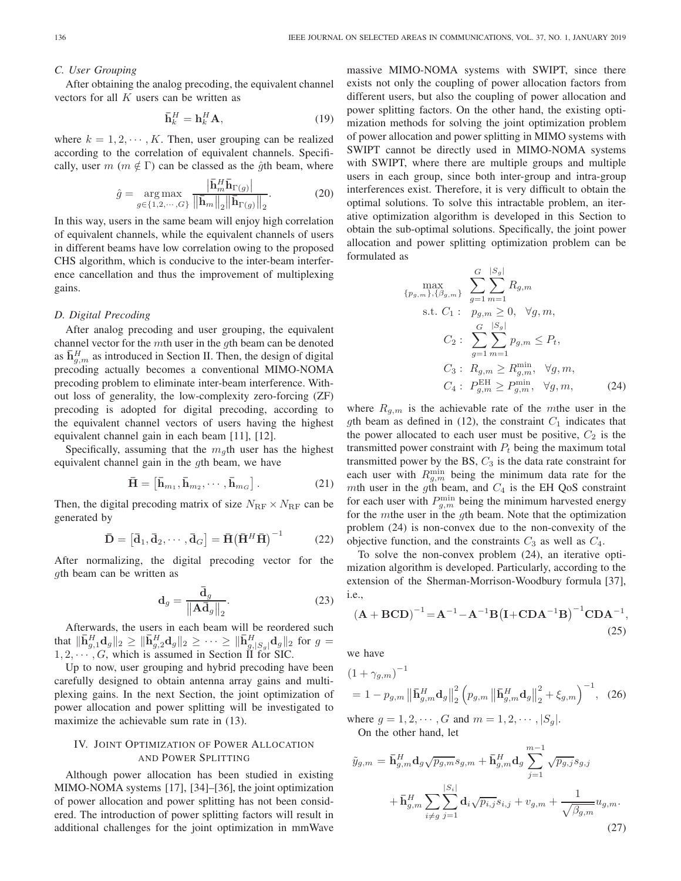### C. User Grouping

After obtaining the analog precoding, the equivalent channel vectors for all $K$ users can be written as

$$\bar{\mathbf{h}}_k^H = \mathbf{h}_k^H \mathbf{A}, \tag{19}$$

where $k = 1, 2, \cdots, K$. Then, user grouping can be realized according to the correlation of equivalent channels. Specifically, user $m$ ($m \notin \Gamma$) can be classed as the $\hat{g}$th beam, where

$$\hat{g} = \underset{g \in \{1,2,\cdots,G\}}{\arg\max} \frac{\left|\bar{\mathbf{h}}_m^H \bar{\mathbf{h}}_{\Gamma(g)}\right|}{\left\|\bar{\mathbf{h}}_m\right\|_2 \left\|\bar{\mathbf{h}}_{\Gamma(g)}\right\|_2}. \tag{20}$$

In this way, users in the same beam will enjoy high correlation of equivalent channels, while the equivalent channels of users in different beams have low correlation owing to the proposed CHS algorithm, which is conducive to the inter-beam interference cancellation and thus the improvement of multiplexing gains.

### D. Digital Precoding

After analog precoding and user grouping, the equivalent channel vector for the $m$th user in the $g$th beam can be denoted as $\bar{\mathbf{h}}_{g,m}^H$ as introduced in Section II. Then, the design of digital precoding actually becomes a conventional MIMO-NOMA precoding problem to eliminate inter-beam interference. Without loss of generality, the low-complexity zero-forcing (ZF) precoding is adopted for digital precoding, according to the equivalent channel vectors of users having the highest equivalent channel gain in each beam [11], [12].

Specifically, assuming that the $m_g$th user has the highest equivalent channel gain in the $g$th beam, we have

$$\bar{\mathbf{H}} = \left[\bar{\mathbf{h}}_{m_1}, \bar{\mathbf{h}}_{m_2}, \cdots, \bar{\mathbf{h}}_{m_G}\right]. \tag{21}$$

Then, the digital precoding matrix of size $N_{\text{RF}} \times N_{\text{RF}}$ can be generated by

$$\bar{\mathbf{D}} = \left[\bar{\mathbf{d}}_1, \bar{\mathbf{d}}_2, \cdots, \bar{\mathbf{d}}_G\right] = \bar{\mathbf{H}}\left(\bar{\mathbf{H}}^H \bar{\mathbf{H}}\right)^{-1} \tag{22}$$

After normalizing, the digital precoding vector for the $g$th beam can be written as

$$\mathbf{d}_g = \frac{\bar{\mathbf{d}}_g}{\left\|\mathbf{A}\bar{\mathbf{d}}_g\right\|_2}. \tag{23}$$

Afterwards, the users in each beam will be reordered such that $\|\bar{\mathbf{h}}_{g,1}^H \mathbf{d}_g\|_2 \geq \|\bar{\mathbf{h}}_{g,2}^H \mathbf{d}_g\|_2 \geq \cdots \geq \|\bar{\mathbf{h}}_{g,|S_g|}^H \mathbf{d}_g\|_2$ for $g = 1, 2, \cdots, G$, which is assumed in Section II for SIC.

Up to now, user grouping and hybrid precoding have been carefully designed to obtain antenna array gains and multiplexing gains. In the next Section, the joint optimization of power allocation and power splitting will be investigated to maximize the achievable sum rate in (13).

## IV. Joint Optimization of Power Allocation and Power Splitting

Although power allocation has been studied in existing MIMO-NOMA systems [17], [34]–[36], the joint optimization of power allocation and power splitting has not been considered. The introduction of power splitting factors will result in additional challenges for the joint optimization in mmWave massive MIMO-NOMA systems with SWIPT, since there exists not only the coupling of power allocation factors from different users, but also the coupling of power allocation and power splitting factors. On the other hand, the existing optimization methods for solving the joint optimization problem of power allocation and power splitting in MIMO systems with SWIPT cannot be directly used in MIMO-NOMA systems with SWIPT, where there are multiple groups and multiple users in each group, since both inter-group and intra-group interferences exist. Therefore, it is very difficult to obtain the optimal solutions. To solve this intractable problem, an iterative optimization algorithm is developed in this Section to obtain the sub-optimal solutions. Specifically, the joint power allocation and power splitting optimization problem can be formulated as

$$\begin{aligned}
\max_{\{p_{g,m}\},\{\beta_{g,m}\}} \quad & \sum_{g=1}^{G}\sum_{m=1}^{|S_g|} R_{g,m} \\
\text{s.t. } C_1: \quad & p_{g,m} \geq 0, \quad \forall g, m, \\
C_2: \quad & \sum_{g=1}^{G}\sum_{m=1}^{|S_g|} p_{g,m} \leq P_t, \\
C_3: \quad & R_{g,m} \geq R_{g,m}^{\min}, \quad \forall g, m, \\
C_4: \quad & P_{g,m}^{\text{EH}} \geq P_{g,m}^{\min}, \quad \forall g, m,
\end{aligned} \tag{24}$$

where $R_{g,m}$ is the achievable rate of the $m$the user in the $g$th beam as defined in (12), the constraint $C_1$ indicates that the power allocated to each user must be positive, $C_2$ is the transmitted power constraint with $P_t$ being the maximum total transmitted power by the BS, $C_3$ is the data rate constraint for each user with $R_{g,m}^{\min}$ being the minimum data rate for the $m$th user in the $g$th beam, and $C_4$ is the EH QoS constraint for each user with $P_{g,m}^{\min}$ being the minimum harvested energy for the $m$th user in the $g$th beam. Note that the optimization problem (24) is non-convex due to the non-convexity of the objective function, and the constraints $C_3$ as well as $C_4$.

To solve the non-convex problem (24), an iterative optimization algorithm is developed. Particularly, according to the extension of the Sherman-Morrison-Woodbury formula [37], i.e.,

$$\left(\mathbf{A}+\mathbf{BCD}\right)^{-1} = \mathbf{A}^{-1} - \mathbf{A}^{-1}\mathbf{B}\left(\mathbf{I}+\mathbf{CDA}^{-1}\mathbf{B}\right)^{-1}\mathbf{CDA}^{-1}, \tag{25}$$

we have

$$\begin{aligned}
&\left(1+\gamma_{g,m}\right)^{-1} \\
&= 1 - p_{g,m}\left\|\bar{\mathbf{h}}_{g,m}^H \mathbf{d}_g\right\|_2^2 \left(p_{g,m}\left\|\bar{\mathbf{h}}_{g,m}^H \mathbf{d}_g\right\|_2^2 + \xi_{g,m}\right)^{-1},
\end{aligned} \tag{26}$$

where $g = 1, 2, \cdots, G$ and $m = 1, 2, \cdots, |S_g|$.

On the other hand, let

$$\begin{aligned}
\tilde{y}_{g,m} &= \bar{\mathbf{h}}_{g,m}^H \mathbf{d}_g \sqrt{p_{g,m}} s_{g,m} + \bar{\mathbf{h}}_{g,m}^H \mathbf{d}_g \sum_{j=1}^{m-1} \sqrt{p_{g,j}} s_{g,j} \\
&\quad + \bar{\mathbf{h}}_{g,m}^H \sum_{i \neq g} \sum_{j=1}^{|S_i|} \mathbf{d}_i \sqrt{p_{i,j}} s_{i,j} + v_{g,m} + \frac{1}{\sqrt{\beta_{g,m}}} u_{g,m}.
\end{aligned} \tag{27}$$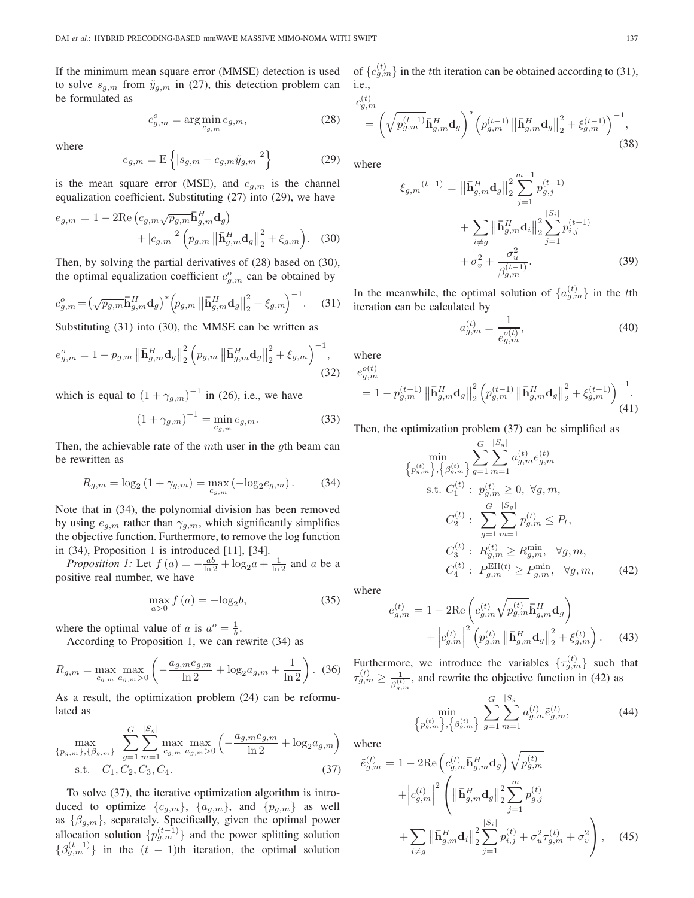If the minimum mean square error (MMSE) detection is used to solve $s_{g,m}$ from $\tilde{y}_{g,m}$ in (27), this detection problem can be formulated as

$$c_{g,m}^{o} = \arg\min_{c_{g,m}} e_{g,m}, \tag{28}$$

where

$$e_{g,m} = \mathrm{E}\left\{ \left| s_{g,m} - c_{g,m}\tilde{y}_{g,m} \right|^2 \right\} \tag{29}$$

is the mean square error (MSE), and $c_{g,m}$ is the channel equalization coefficient. Substituting (27) into (29), we have

$$e_{g,m} = 1 - 2\mathrm{Re}\left( c_{g,m}\sqrt{p_{g,m}}\bar{\mathbf{h}}_{g,m}^{H}\mathbf{d}_g \right) + \left| c_{g,m} \right|^2 \left( p_{g,m}\left\| \bar{\mathbf{h}}_{g,m}^{H}\mathbf{d}_g \right\|_2^2 + \xi_{g,m} \right). \tag{30}$$

Then, by solving the partial derivatives of (28) based on (30), the optimal equalization coefficient $c_{g,m}^{o}$ can be obtained by

$$c_{g,m}^{o} = \left( \sqrt{p_{g,m}}\bar{\mathbf{h}}_{g,m}^{H}\mathbf{d}_g \right)^{*} \left( p_{g,m}\left\| \bar{\mathbf{h}}_{g,m}^{H}\mathbf{d}_g \right\|_2^2 + \xi_{g,m} \right)^{-1}. \tag{31}$$

Substituting (31) into (30), the MMSE can be written as

$$e_{g,m}^{o} = 1 - p_{g,m}\left\| \bar{\mathbf{h}}_{g,m}^{H}\mathbf{d}_g \right\|_2^2 \left( p_{g,m}\left\| \bar{\mathbf{h}}_{g,m}^{H}\mathbf{d}_g \right\|_2^2 + \xi_{g,m} \right)^{-1}, \tag{32}$$

which is equal to $(1+\gamma_{g,m})^{-1}$ in (26), i.e., we have

$$\left(1+\gamma_{g,m}\right)^{-1} = \min_{c_{g,m}} e_{g,m}. \tag{33}$$

Then, the achievable rate of the $m$th user in the $g$th beam can be rewritten as

$$R_{g,m} = \log_2\left(1+\gamma_{g,m}\right) = \max_{c_{g,m}}\left( -\log_2 e_{g,m} \right). \tag{34}$$

Note that in (34), the polynomial division has been removed by using $e_{g,m}$ rather than $\gamma_{g,m}$, which significantly simplifies the objective function. Furthermore, to remove the log function in (34), Proposition 1 is introduced [11], [34].

*Proposition 1:* Let $f(a) = -\frac{ab}{\ln 2} + \log_2 a + \frac{1}{\ln 2}$ and $a$ be a positive real number, we have

$$\max_{a>0} f(a) = -\log_2 b, \tag{35}$$

where the optimal value of $a$ is $a^{o} = \frac{1}{b}$.

According to Proposition 1, we can rewrite (34) as

$$R_{g,m} = \max_{c_{g,m}}\max_{a_{g,m}>0}\left( -\frac{a_{g,m}e_{g,m}}{\ln 2} + \log_2 a_{g,m} + \frac{1}{\ln 2} \right). \tag{36}$$

As a result, the optimization problem (24) can be reformulated as

$$\max_{\{p_{g,m}\},\{\beta_{g,m}\}} \sum_{g=1}^{G}\sum_{m=1}^{|S_g|}\max_{c_{g,m}}\max_{a_{g,m}>0}\left( -\frac{a_{g,m}e_{g,m}}{\ln 2} + \log_2 a_{g,m} \right)$$
$$\text{s.t.} \quad C_1, C_2, C_3, C_4. \tag{37}$$

To solve (37), the iterative optimization algorithm is introduced to optimize $\{c_{g,m}\}$, $\{a_{g,m}\}$, and $\{p_{g,m}\}$ as well as $\{\beta_{g,m}\}$, separately. Specifically, given the optimal power allocation solution $\{p_{g,m}^{(t-1)}\}$ and the power splitting solution $\{\beta_{g,m}^{(t-1)}\}$ in the $(t-1)$th iteration, the optimal solution of $\{c_{g,m}^{(t)}\}$ in the $t$th iteration can be obtained according to (31), i.e.,

$$c_{g,m}^{(t)} = \left( \sqrt{p_{g,m}^{(t-1)}}\bar{\mathbf{h}}_{g,m}^{H}\mathbf{d}_g \right)^{*} \left( p_{g,m}^{(t-1)}\left\| \bar{\mathbf{h}}_{g,m}^{H}\mathbf{d}_g \right\|_2^2 + \xi_{g,m}^{(t-1)} \right)^{-1}, \tag{38}$$

where

$$\xi_{g,m}{}^{(t-1)} = \left\| \bar{\mathbf{h}}_{g,m}^{H}\mathbf{d}_g \right\|_2^2 \sum_{j=1}^{m-1} p_{g,j}^{(t-1)} + \sum_{i\neq g}\left\| \bar{\mathbf{h}}_{g,m}^{H}\mathbf{d}_i \right\|_2^2 \sum_{j=1}^{|S_i|} p_{i,j}^{(t-1)} + \sigma_v^2 + \frac{\sigma_u^2}{\beta_{g,m}^{(t-1)}}. \tag{39}$$

In the meanwhile, the optimal solution of $\{a_{g,m}^{(t)}\}$ in the $t$th iteration can be calculated by

$$a_{g,m}^{(t)} = \frac{1}{e_{g,m}^{o(t)}}, \tag{40}$$

where

$$e_{g,m}^{o(t)} = 1 - p_{g,m}^{(t-1)}\left\| \bar{\mathbf{h}}_{g,m}^{H}\mathbf{d}_g \right\|_2^2 \left( p_{g,m}^{(t-1)}\left\| \bar{\mathbf{h}}_{g,m}^{H}\mathbf{d}_g \right\|_2^2 + \xi_{g,m}^{(t-1)} \right)^{-1}. \tag{41}$$

Then, the optimization problem (37) can be simplified as

$$\min_{\left\{p_{g,m}^{(t)}\right\},\left\{\beta_{g,m}^{(t)}\right\}} \sum_{g=1}^{G}\sum_{m=1}^{|S_g|} a_{g,m}^{(t)} e_{g,m}^{(t)}$$
$$\text{s.t.} \; C_1^{(t)}: \; p_{g,m}^{(t)} \geq 0, \; \forall g,m,$$
$$C_2^{(t)}: \; \sum_{g=1}^{G}\sum_{m=1}^{|S_g|} p_{g,m}^{(t)} \leq P_t,$$
$$C_3^{(t)}: \; R_{g,m}^{(t)} \geq R_{g,m}^{\min}, \; \forall g,m,$$
$$C_4^{(t)}: \; P_{g,m}^{\mathrm{EH}(t)} \geq P_{g,m}^{\min}, \; \forall g,m, \tag{42}$$

where

$$e_{g,m}^{(t)} = 1 - 2\mathrm{Re}\left( c_{g,m}^{(t)}\sqrt{p_{g,m}^{(t)}}\bar{\mathbf{h}}_{g,m}^{H}\mathbf{d}_g \right) + \left| c_{g,m}^{(t)} \right|^2 \left( p_{g,m}^{(t)}\left\| \bar{\mathbf{h}}_{g,m}^{H}\mathbf{d}_g \right\|_2^2 + \xi_{g,m}^{(t)} \right). \tag{43}$$

Furthermore, we introduce the variables $\{\tau_{g,m}^{(t)}\}$ such that $\tau_{g,m}^{(t)} \geq \frac{1}{\beta_{g,m}^{(t)}}$, and rewrite the objective function in (42) as

$$\min_{\left\{p_{g,m}^{(t)}\right\},\left\{\beta_{g,m}^{(t)}\right\}} \sum_{g=1}^{G}\sum_{m=1}^{|S_g|} a_{g,m}^{(t)} \tilde{e}_{g,m}^{(t)}, \tag{44}$$

where

$$\tilde{e}_{g,m}^{(t)} = 1 - 2\mathrm{Re}\left( c_{g,m}^{(t)}\bar{\mathbf{h}}_{g,m}^{H}\mathbf{d}_g \right)\sqrt{p_{g,m}^{(t)}} + \left| c_{g,m}^{(t)} \right|^2 \left( \left\| \bar{\mathbf{h}}_{g,m}^{H}\mathbf{d}_g \right\|_2^2 \sum_{j=1}^{m} p_{g,j}^{(t)} + \sum_{i\neq g}\left\| \bar{\mathbf{h}}_{g,m}^{H}\mathbf{d}_i \right\|_2^2 \sum_{j=1}^{|S_i|} p_{i,j}^{(t)} + \sigma_u^2\tau_{g,m}^{(t)} + \sigma_v^2 \right), \tag{45}$$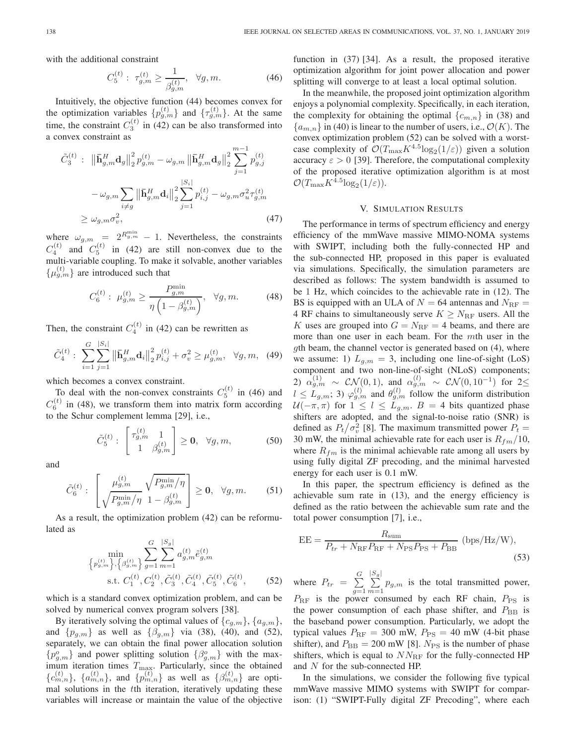with the additional constraint

$$C_5^{(t)}:\ \tau_{g,m}^{(t)} \geq \frac{1}{\beta_{g,m}^{(t)}},\quad \forall g, m. \tag{46}$$

Intuitively, the objective function (44) becomes convex for the optimization variables $\{p_{g,m}^{(t)}\}$ and $\{\tau_{g,m}^{(t)}\}$. At the same time, the constraint $C_3^{(t)}$ in (42) can be also transformed into a convex constraint as

$$\begin{aligned}\tilde{C}_3^{(t)}:\ & \left\|\bar{\mathbf{h}}_{g,m}^H \mathbf{d}_g\right\|_2^2 p_{g,m}^{(t)} - \omega_{g,m}\left\|\bar{\mathbf{h}}_{g,m}^H \mathbf{d}_g\right\|_2^2 \sum_{j=1}^{m-1} p_{g,j}^{(t)} \\ & - \omega_{g,m}\sum_{i\neq g}\left\|\bar{\mathbf{h}}_{g,m}^H \mathbf{d}_i\right\|_2^2 \sum_{j=1}^{|S_i|} p_{i,j}^{(t)} - \omega_{g,m}\sigma_u^2 \tau_{g,m}^{(t)} \\ & \geq \omega_{g,m}\sigma_v^2, \end{aligned} \tag{47}$$

where $\omega_{g,m} = 2^{R_{g,m}^{\min}} - 1$. Nevertheless, the constraints $C_4^{(t)}$ and $C_5^{(t)}$ in (42) are still non-convex due to the multi-variable coupling. To make it solvable, another variables $\{\mu_{g,m}^{(t)}\}$ are introduced such that

$$C_6^{(t)}:\ \mu_{g,m}^{(t)} \geq \frac{P_{g,m}^{\min}}{\eta\left(1-\beta_{g,m}^{(t)}\right)},\quad \forall g, m. \tag{48}$$

Then, the constraint $C_4^{(t)}$ in (42) can be rewritten as

$$\tilde{C}_4^{(t)}:\ \sum_{i=1}^{G}\sum_{j=1}^{|S_i|}\left\|\bar{\mathbf{h}}_{g,m}^H \mathbf{d}_i\right\|_2^2 p_{i,j}^{(t)} + \sigma_v^2 \geq \mu_{g,m}^{(t)},\quad \forall g, m, \tag{49}$$

which becomes a convex constraint.

To deal with the non-convex constraints $C_5^{(t)}$ in (46) and $C_6^{(t)}$ in (48), we transform them into matrix form according to the Schur complement lemma [29], i.e.,

$$\tilde{C}_5^{(t)}:\ \begin{bmatrix} \tau_{g,m}^{(t)} & 1 \\ 1 & \beta_{g,m}^{(t)} \end{bmatrix} \geq \mathbf{0},\quad \forall g, m, \tag{50}$$

and

$$\tilde{C}_6^{(t)}:\ \begin{bmatrix} \mu_{g,m}^{(t)} & \sqrt{P_{g,m}^{\min}/\eta} \\ \sqrt{P_{g,m}^{\min}/\eta} & 1-\beta_{g,m}^{(t)} \end{bmatrix} \geq \mathbf{0},\quad \forall g, m. \tag{51}$$

As a result, the optimization problem (42) can be reformulated as

$$\begin{aligned}\min_{\left\{p_{g,m}^{(t)}\right\},\left\{\beta_{g,m}^{(t)}\right\}} & \sum_{g=1}^{G}\sum_{m=1}^{|S_g|} a_{g,m}^{(t)} \tilde{e}_{g,m}^{(t)} \\ \text{s.t. } & C_1^{(t)}, C_2^{(t)}, \tilde{C}_3^{(t)}, \tilde{C}_4^{(t)}, \tilde{C}_5^{(t)}, \tilde{C}_6^{(t)}, \end{aligned} \tag{52}$$

which is a standard convex optimization problem, and can be solved by numerical convex program solvers [38].

By iteratively solving the optimal values of $\{c_{g,m}\}$, $\{a_{g,m}\}$, and $\{p_{g,m}\}$ as well as $\{\beta_{g,m}\}$ via (38), (40), and (52), separately, we can obtain the final power allocation solution $\{p_{g,m}^o\}$ and power splitting solution $\{\beta_{g,m}^o\}$ with the maximum iteration times $T_{\max}$. Particularly, since the obtained $\{c_{m,n}^{(t)}\}$, $\{a_{m,n}^{(t)}\}$, and $\{p_{m,n}^{(t)}\}$ as well as $\{\beta_{m,n}^{(t)}\}$ are optimal solutions in the $t$th iteration, iteratively updating these variables will increase or maintain the value of the objective function in (37) [34]. As a result, the proposed iterative optimization algorithm for joint power allocation and power splitting will converge to at least a local optimal solution.

In the meanwhile, the proposed joint optimization algorithm enjoys a polynomial complexity. Specifically, in each iteration, the complexity for obtaining the optimal $\{c_{m,n}\}$ in (38) and $\{a_{m,n}\}$ in (40) is linear to the number of users, i.e., $\mathcal{O}(K)$. The convex optimization problem (52) can be solved with a worst-case complexity of $\mathcal{O}(T_{\max}K^{4.5}\log_2(1/\varepsilon))$ given a solution accuracy $\varepsilon > 0$ [39]. Therefore, the computational complexity of the proposed iterative optimization algorithm is at most $\mathcal{O}(T_{\max}K^{4.5}\log_2(1/\varepsilon))$.

## V. Simulation Results

The performance in terms of spectrum efficiency and energy efficiency of the mmWave massive MIMO-NOMA systems with SWIPT, including both the fully-connected HP and the sub-connected HP, proposed in this paper is evaluated via simulations. Specifically, the simulation parameters are described as follows: The system bandwidth is assumed to be 1 Hz, which coincides to the achievable rate in (12). The BS is equipped with an ULA of $N = 64$ antennas and $N_{\mathrm{RF}} = 4$ RF chains to simultaneously serve $K \geq N_{\mathrm{RF}}$ users. All the $K$ uses are grouped into $G = N_{\mathrm{RF}} = 4$ beams, and there are more than one user in each beam. For the $m$th user in the $g$th beam, the channel vector is generated based on (4), where we assume: 1) $L_{g,m} = 3$, including one line-of-sight (LoS) component and two non-line-of-sight (NLoS) components; 2) $\alpha_{g,m}^{(1)} \sim \mathcal{CN}(0,1)$, and $\alpha_{g,m}^{(l)} \sim \mathcal{CN}(0,10^{-1})$ for $2 \leq l \leq L_{g,m}$; 3) $\varphi_{g,m}^{(l)}$ and $\theta_{g,m}^{(l)}$ follow the uniform distribution $\mathcal{U}(-\pi,\pi)$ for $1 \leq l \leq L_{g,m}$. $B = 4$ bits quantized phase shifters are adopted, and the signal-to-noise ratio (SNR) is defined as $P_t/\sigma_v^2$ [8]. The maximum transmitted power $P_t = 30$ mW, the minimal achievable rate for each user is $R_{fm}/10$, where $R_{fm}$ is the minimal achievable rate among all users by using fully digital ZF precoding, and the minimal harvested energy for each user is 0.1 mW.

In this paper, the spectrum efficiency is defined as the achievable sum rate in (13), and the energy efficiency is defined as the ratio between the achievable sum rate and the total power consumption [7], i.e.,

$$\mathrm{EE} = \frac{R_{\mathrm{sum}}}{P_{tr} + N_{\mathrm{RF}}P_{\mathrm{RF}} + N_{\mathrm{PS}}P_{\mathrm{PS}} + P_{\mathrm{BB}}}\ (\text{bps/Hz/W}), \tag{53}$$

where $P_{tr} = \sum_{g=1}^{G}\sum_{m=1}^{|S_g|} p_{g,m}$ is the total transmitted power, $P_{\mathrm{RF}}$ is the power consumed by each RF chain, $P_{\mathrm{PS}}$ is the power consumption of each phase shifter, and $P_{\mathrm{BB}}$ is the baseband power consumption. Particularly, we adopt the typical values $P_{\mathrm{RF}} = 300$ mW, $P_{\mathrm{PS}} = 40$ mW (4-bit phase shifter), and $P_{\mathrm{BB}} = 200$ mW [8]. $N_{\mathrm{PS}}$ is the number of phase shifters, which is equal to $NN_{\mathrm{RF}}$ for the fully-connected HP and $N$ for the sub-connected HP.

In the simulations, we consider the following five typical mmWave massive MIMO systems with SWIPT for comparison: (1) "SWIPT-Fully digital ZF Precoding", where each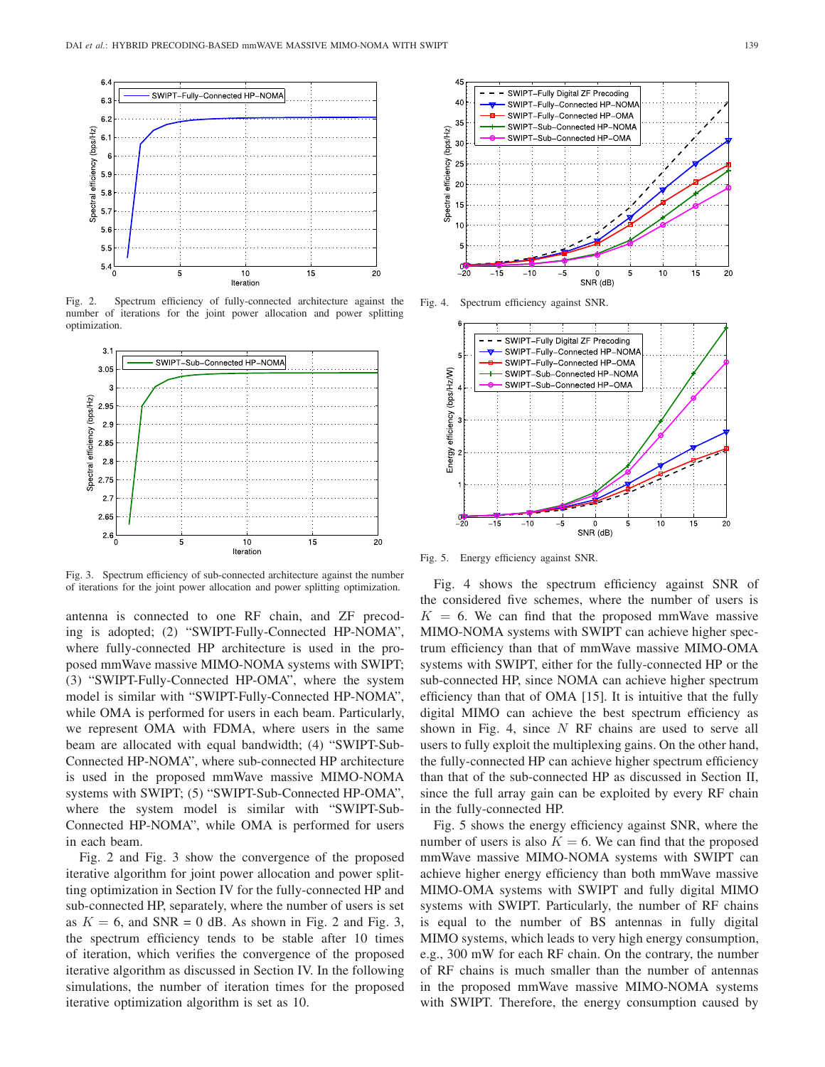Fig. 2. Spectrum efficiency of fully-connected architecture against the number of iterations for the joint power allocation and power splitting optimization.

Fig. 3. Spectrum efficiency of sub-connected architecture against the number of iterations for the joint power allocation and power splitting optimization.

antenna is connected to one RF chain, and ZF precoding is adopted; (2) "SWIPT-Fully-Connected HP-NOMA", where fully-connected HP architecture is used in the proposed mmWave massive MIMO-NOMA systems with SWIPT; (3) "SWIPT-Fully-Connected HP-OMA", where the system model is similar with "SWIPT-Fully-Connected HP-NOMA", while OMA is performed for users in each beam. Particularly, we represent OMA with FDMA, where users in the same beam are allocated with equal bandwidth; (4) "SWIPT-Sub-Connected HP-NOMA", where sub-connected HP architecture is used in the proposed mmWave massive MIMO-NOMA systems with SWIPT; (5) "SWIPT-Sub-Connected HP-OMA", where the system model is similar with "SWIPT-Sub-Connected HP-NOMA", while OMA is performed for users in each beam.

Fig. 2 and Fig. 3 show the convergence of the proposed iterative algorithm for joint power allocation and power splitting optimization in Section IV for the fully-connected HP and sub-connected HP, separately, where the number of users is set as $K = 6$, and SNR = 0 dB. As shown in Fig. 2 and Fig. 3, the spectrum efficiency tends to be stable after 10 times of iteration, which verifies the convergence of the proposed iterative algorithm as discussed in Section IV. In the following simulations, the number of iteration times for the proposed iterative optimization algorithm is set as 10.

Fig. 4. Spectrum efficiency against SNR.

Fig. 5. Energy efficiency against SNR.

Fig. 4 shows the spectrum efficiency against SNR of the considered five schemes, where the number of users is $K = 6$. We can find that the proposed mmWave massive MIMO-NOMA systems with SWIPT can achieve higher spectrum efficiency than that of mmWave massive MIMO-OMA systems with SWIPT, either for the fully-connected HP or the sub-connected HP, since NOMA can achieve higher spectrum efficiency than that of OMA [15]. It is intuitive that the fully digital MIMO can achieve the best spectrum efficiency as shown in Fig. 4, since $N$ RF chains are used to serve all users to fully exploit the multiplexing gains. On the other hand, the fully-connected HP can achieve higher spectrum efficiency than that of the sub-connected HP as discussed in Section II, since the full array gain can be exploited by every RF chain in the fully-connected HP.

Fig. 5 shows the energy efficiency against SNR, where the number of users is also $K = 6$. We can find that the proposed mmWave massive MIMO-NOMA systems with SWIPT can achieve higher energy efficiency than both mmWave massive MIMO-OMA systems with SWIPT and fully digital MIMO systems with SWIPT. Particularly, the number of RF chains is equal to the number of BS antennas in fully digital MIMO systems, which leads to very high energy consumption, e.g., 300 mW for each RF chain. On the contrary, the number of RF chains is much smaller than the number of antennas in the proposed mmWave massive MIMO-NOMA systems with SWIPT. Therefore, the energy consumption caused by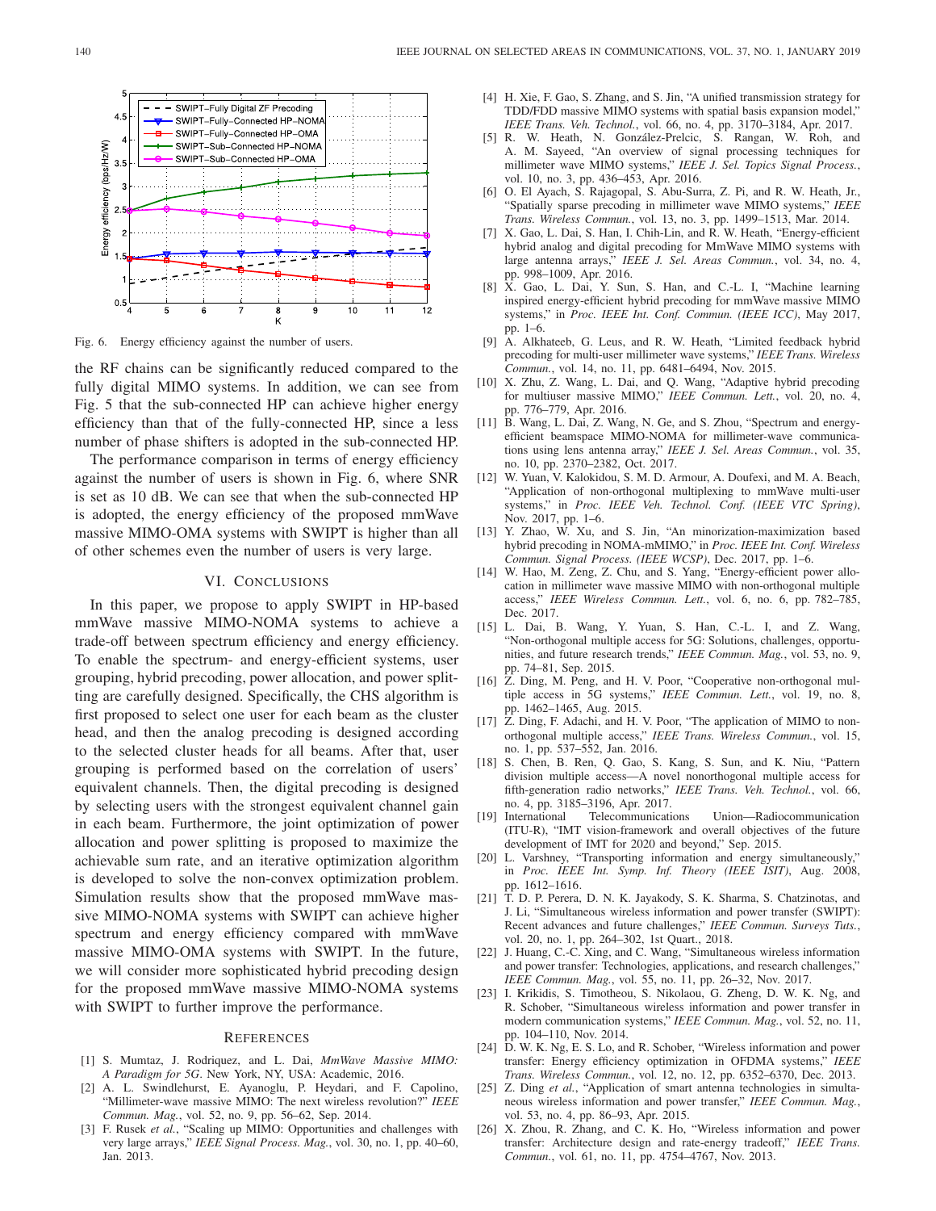Fig. 6. Energy efficiency against the number of users.

the RF chains can be significantly reduced compared to the fully digital MIMO systems. In addition, we can see from Fig. 5 that the sub-connected HP can achieve higher energy efficiency than that of the fully-connected HP, since a less number of phase shifters is adopted in the sub-connected HP.

The performance comparison in terms of energy efficiency against the number of users is shown in Fig. 6, where SNR is set as 10 dB. We can see that when the sub-connected HP is adopted, the energy efficiency of the proposed mmWave massive MIMO-OMA systems with SWIPT is higher than all of other schemes even the number of users is very large.

## VI. Conclusions

In this paper, we propose to apply SWIPT in HP-based mmWave massive MIMO-NOMA systems to achieve a trade-off between spectrum efficiency and energy efficiency. To enable the spectrum- and energy-efficient systems, user grouping, hybrid precoding, power allocation, and power splitting are carefully designed. Specifically, the CHS algorithm is first proposed to select one user for each beam as the cluster head, and then the analog precoding is designed according to the selected cluster heads for all beams. After that, user grouping is performed based on the correlation of users' equivalent channels. Then, the digital precoding is designed by selecting users with the strongest equivalent channel gain in each beam. Furthermore, the joint optimization of power allocation and power splitting is proposed to maximize the achievable sum rate, and an iterative optimization algorithm is developed to solve the non-convex optimization problem. Simulation results show that the proposed mmWave massive MIMO-NOMA systems with SWIPT can achieve higher spectrum and energy efficiency compared with mmWave massive MIMO-OMA systems with SWIPT. In the future, we will consider more sophisticated hybrid precoding design for the proposed mmWave massive MIMO-NOMA systems with SWIPT to further improve the performance.

## References

[1] S. Mumtaz, J. Rodriquez, and L. Dai, *MmWave Massive MIMO: A Paradigm for 5G*. New York, NY, USA: Academic, 2016.

[2] A. L. Swindlehurst, E. Ayanoglu, P. Heydari, and F. Capolino, "Millimeter-wave massive MIMO: The next wireless revolution?" *IEEE Commun. Mag.*, vol. 52, no. 9, pp. 56–62, Sep. 2014.

[3] F. Rusek *et al.*, "Scaling up MIMO: Opportunities and challenges with very large arrays," *IEEE Signal Process. Mag.*, vol. 30, no. 1, pp. 40–60, Jan. 2013.

[4] H. Xie, F. Gao, S. Zhang, and S. Jin, "A unified transmission strategy for TDD/FDD massive MIMO systems with spatial basis expansion model," *IEEE Trans. Veh. Technol.*, vol. 66, no. 4, pp. 3170–3184, Apr. 2017.

[5] R. W. Heath, N. González-Prelcic, S. Rangan, W. Roh, and A. M. Sayeed, "An overview of signal processing techniques for millimeter wave MIMO systems," *IEEE J. Sel. Topics Signal Process.*, vol. 10, no. 3, pp. 436–453, Apr. 2016.

[6] O. El Ayach, S. Rajagopal, S. Abu-Surra, Z. Pi, and R. W. Heath, Jr., "Spatially sparse precoding in millimeter wave MIMO systems," *IEEE Trans. Wireless Commun.*, vol. 13, no. 3, pp. 1499–1513, Mar. 2014.

[7] X. Gao, L. Dai, S. Han, I. Chih-Lin, and R. W. Heath, "Energy-efficient hybrid analog and digital precoding for MmWave MIMO systems with large antenna arrays," *IEEE J. Sel. Areas Commun.*, vol. 34, no. 4, pp. 998–1009, Apr. 2016.

[8] X. Gao, L. Dai, Y. Sun, S. Han, and C.-L. I, "Machine learning inspired energy-efficient hybrid precoding for mmWave massive MIMO systems," in *Proc. IEEE Int. Conf. Commun. (IEEE ICC)*, May 2017, pp. 1–6.

[9] A. Alkhateeb, G. Leus, and R. W. Heath, "Limited feedback hybrid precoding for multi-user millimeter wave systems," *IEEE Trans. Wireless Commun.*, vol. 14, no. 11, pp. 6481–6494, Nov. 2015.

[10] X. Zhu, Z. Wang, L. Dai, and Q. Wang, "Adaptive hybrid precoding for multiuser massive MIMO," *IEEE Commun. Lett.*, vol. 20, no. 4, pp. 776–779, Apr. 2016.

[11] B. Wang, L. Dai, Z. Wang, N. Ge, and S. Zhou, "Spectrum and energy-efficient beamspace MIMO-NOMA for millimeter-wave communications using lens antenna array," *IEEE J. Sel. Areas Commun.*, vol. 35, no. 10, pp. 2370–2382, Oct. 2017.

[12] W. Yuan, V. Kalokidou, S. M. D. Armour, A. Doufexi, and M. A. Beach, "Application of non-orthogonal multiplexing to mmWave multi-user systems," in *Proc. IEEE Veh. Technol. Conf. (IEEE VTC Spring)*, Nov. 2017, pp. 1–6.

[13] Y. Zhao, W. Xu, and S. Jin, "An minorization-maximization based hybrid precoding in NOMA-mMIMO," in *Proc. IEEE Int. Conf. Wireless Commun. Signal Process. (IEEE WCSP)*, Dec. 2017, pp. 1–6.

[14] W. Hao, M. Zeng, Z. Chu, and S. Yang, "Energy-efficient power allocation in millimeter wave massive MIMO with non-orthogonal multiple access," *IEEE Wireless Commun. Lett.*, vol. 6, no. 6, pp. 782–785, Dec. 2017.

[15] L. Dai, B. Wang, Y. Yuan, S. Han, C.-L. I, and Z. Wang, "Non-orthogonal multiple access for 5G: Solutions, challenges, opportunities, and future research trends," *IEEE Commun. Mag.*, vol. 53, no. 9, pp. 74–81, Sep. 2015.

[16] Z. Ding, M. Peng, and H. V. Poor, "Cooperative non-orthogonal multiple access in 5G systems," *IEEE Commun. Lett.*, vol. 19, no. 8, pp. 1462–1465, Aug. 2015.

[17] Z. Ding, F. Adachi, and H. V. Poor, "The application of MIMO to non-orthogonal multiple access," *IEEE Trans. Wireless Commun.*, vol. 15, no. 1, pp. 537–552, Jan. 2016.

[18] S. Chen, B. Ren, Q. Gao, S. Kang, S. Sun, and K. Niu, "Pattern division multiple access—A novel nonorthogonal multiple access for fifth-generation radio networks," *IEEE Trans. Veh. Technol.*, vol. 66, no. 4, pp. 3185–3196, Apr. 2017.

[19] International Telecommunications Union—Radiocommunication (ITU-R), "IMT vision-framework and overall objectives of the future development of IMT for 2020 and beyond," Sep. 2015.

[20] L. Varshney, "Transporting information and energy simultaneously," in *Proc. IEEE Int. Symp. Inf. Theory (IEEE ISIT)*, Aug. 2008, pp. 1612–1616.

[21] T. D. P. Perera, D. N. K. Jayakody, S. K. Sharma, S. Chatzinotas, and J. Li, "Simultaneous wireless information and power transfer (SWIPT): Recent advances and future challenges," *IEEE Commun. Surveys Tuts.*, vol. 20, no. 1, pp. 264–302, 1st Quart., 2018.

[22] J. Huang, C.-C. Xing, and C. Wang, "Simultaneous wireless information and power transfer: Technologies, applications, and research challenges," *IEEE Commun. Mag.*, vol. 55, no. 11, pp. 26–32, Nov. 2017.

[23] I. Krikidis, S. Timotheou, S. Nikolaou, G. Zheng, D. W. K. Ng, and R. Schober, "Simultaneous wireless information and power transfer in modern communication systems," *IEEE Commun. Mag.*, vol. 52, no. 11, pp. 104–110, Nov. 2014.

[24] D. W. K. Ng, E. S. Lo, and R. Schober, "Wireless information and power transfer: Energy efficiency optimization in OFDMA systems," *IEEE Trans. Wireless Commun.*, vol. 12, no. 12, pp. 6352–6370, Dec. 2013.

[25] Z. Ding *et al.*, "Application of smart antenna technologies in simultaneous wireless information and power transfer," *IEEE Commun. Mag.*, vol. 53, no. 4, pp. 86–93, Apr. 2015.

[26] X. Zhou, R. Zhang, and C. K. Ho, "Wireless information and power transfer: Architecture design and rate-energy tradeoff," *IEEE Trans. Commun.*, vol. 61, no. 11, pp. 4754–4767, Nov. 2013.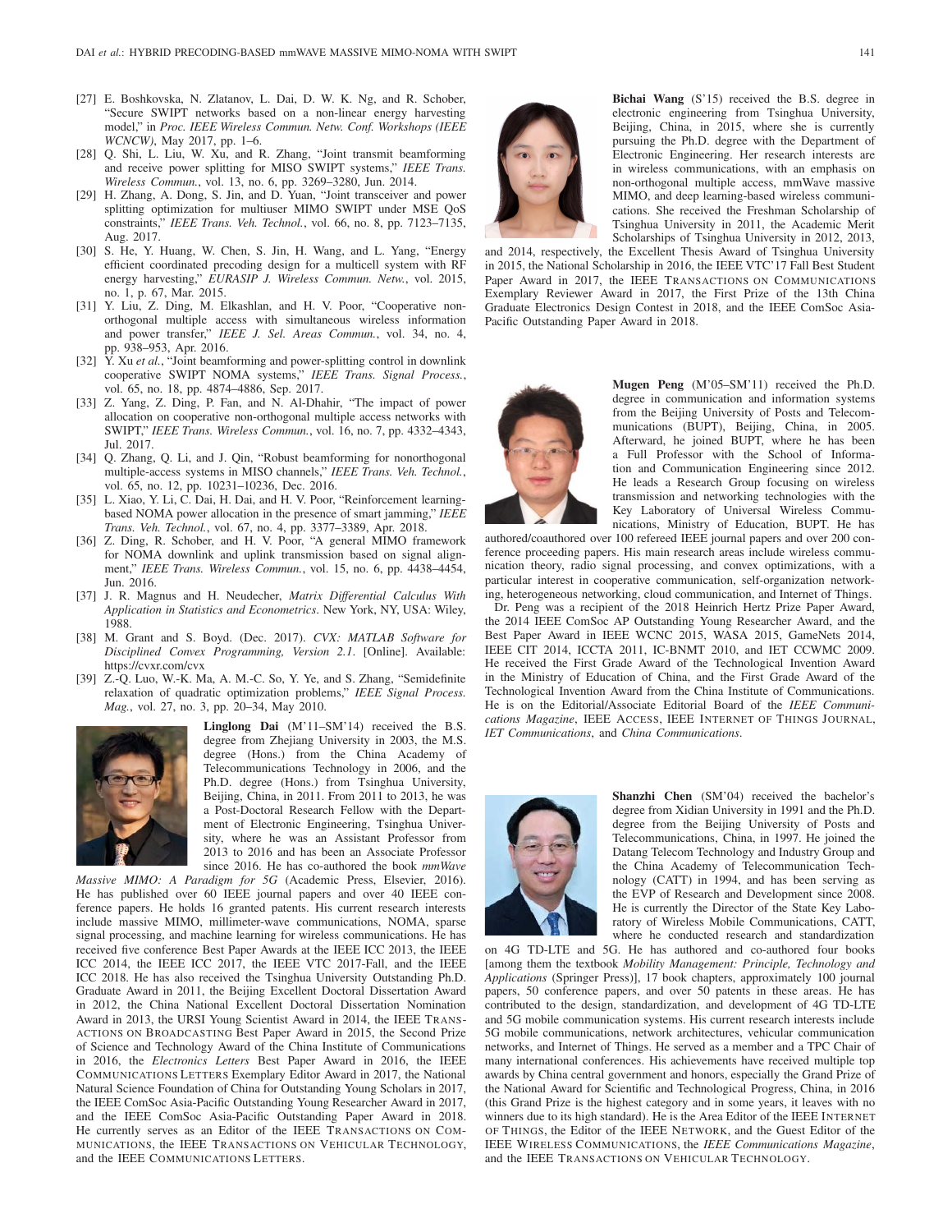[27] E. Boshkovska, N. Zlatanov, L. Dai, D. W. K. Ng, and R. Schober, "Secure SWIPT networks based on a non-linear energy harvesting model," in *Proc. IEEE Wireless Commun. Netw. Conf. Workshops (IEEE WCNCW)*, May 2017, pp. 1–6.

[28] Q. Shi, L. Liu, W. Xu, and R. Zhang, "Joint transmit beamforming and receive power splitting for MISO SWIPT systems," *IEEE Trans. Wireless Commun.*, vol. 13, no. 6, pp. 3269–3280, Jun. 2014.

[29] H. Zhang, A. Dong, S. Jin, and D. Yuan, "Joint transceiver and power splitting optimization for multiuser MIMO SWIPT under MSE QoS constraints," *IEEE Trans. Veh. Technol.*, vol. 66, no. 8, pp. 7123–7135, Aug. 2017.

[30] S. He, Y. Huang, W. Chen, S. Jin, H. Wang, and L. Yang, "Energy efficient coordinated precoding design for a multicell system with RF energy harvesting," *EURASIP J. Wireless Commun. Netw.*, vol. 2015, no. 1, p. 67, Mar. 2015.

[31] Y. Liu, Z. Ding, M. Elkashlan, and H. V. Poor, "Cooperative non-orthogonal multiple access with simultaneous wireless information and power transfer," *IEEE J. Sel. Areas Commun.*, vol. 34, no. 4, pp. 938–953, Apr. 2016.

[32] Y. Xu *et al.*, "Joint beamforming and power-splitting control in downlink cooperative SWIPT NOMA systems," *IEEE Trans. Signal Process.*, vol. 65, no. 18, pp. 4874–4886, Sep. 2017.

[33] Z. Yang, Z. Ding, P. Fan, and N. Al-Dhahir, "The impact of power allocation on cooperative non-orthogonal multiple access networks with SWIPT," *IEEE Trans. Wireless Commun.*, vol. 16, no. 7, pp. 4332–4343, Jul. 2017.

[34] Q. Zhang, Q. Li, and J. Qin, "Robust beamforming for nonorthogonal multiple-access systems in MISO channels," *IEEE Trans. Veh. Technol.*, vol. 65, no. 12, pp. 10231–10236, Dec. 2016.

[35] L. Xiao, Y. Li, C. Dai, H. Dai, and H. V. Poor, "Reinforcement learning-based NOMA power allocation in the presence of smart jamming," *IEEE Trans. Veh. Technol.*, vol. 67, no. 4, pp. 3377–3389, Apr. 2018.

[36] Z. Ding, R. Schober, and H. V. Poor, "A general MIMO framework for NOMA downlink and uplink transmission based on signal alignment," *IEEE Trans. Wireless Commun.*, vol. 15, no. 6, pp. 4438–4454, Jun. 2016.

[37] J. R. Magnus and H. Neudecher, *Matrix Differential Calculus With Application in Statistics and Econometrics*. New York, NY, USA: Wiley, 1988.

[38] M. Grant and S. Boyd. (Dec. 2017). *CVX: MATLAB Software for Disciplined Convex Programming, Version 2.1*. [Online]. Available: https://cvxr.com/cvx

[39] Z.-Q. Luo, W.-K. Ma, A. M.-C. So, Y. Ye, and S. Zhang, "Semidefinite relaxation of quadratic optimization problems," *IEEE Signal Process. Mag.*, vol. 27, no. 3, pp. 20–34, May 2010.

**Linglong Dai** (M'11–SM'14) received the B.S. degree from Zhejiang University in 2003, the M.S. degree (Hons.) from the China Academy of Telecommunications Technology in 2006, and the Ph.D. degree (Hons.) from Tsinghua University, Beijing, China, in 2011. From 2011 to 2013, he was a Post-Doctoral Research Fellow with the Department of Electronic Engineering, Tsinghua University, where he was an Assistant Professor from 2013 to 2016 and has been an Associate Professor since 2016. He has co-authored the book *mmWave Massive MIMO: A Paradigm for 5G* (Academic Press, Elsevier, 2016). He has published over 60 IEEE journal papers and over 40 IEEE conference papers. He holds 16 granted patents. His current research interests include massive MIMO, millimeter-wave communications, NOMA, sparse signal processing, and machine learning for wireless communications. He has received five conference Best Paper Awards at the IEEE ICC 2013, the IEEE ICC 2014, the IEEE ICC 2017, the IEEE VTC 2017-Fall, and the IEEE ICC 2018. He has also received the Tsinghua University Outstanding Ph.D. Graduate Award in 2011, the Beijing Excellent Doctoral Dissertation Award in 2012, the China National Excellent Doctoral Dissertation Nomination Award in 2013, the URSI Young Scientist Award in 2014, the IEEE TRANSACTIONS ON BROADCASTING Best Paper Award in 2015, the Second Prize of Science and Technology Award of the China Institute of Communications in 2016, the *Electronics Letters* Best Paper Award in 2016, the IEEE COMMUNICATIONS LETTERS Exemplary Editor Award in 2017, the National Natural Science Foundation of China for Outstanding Young Scholars in 2017, the IEEE ComSoc Asia-Pacific Outstanding Young Researcher Award in 2017, and the IEEE ComSoc Asia-Pacific Outstanding Paper Award in 2018. He currently serves as an Editor of the IEEE TRANSACTIONS ON COMMUNICATIONS, the IEEE TRANSACTIONS ON VEHICULAR TECHNOLOGY, and the IEEE COMMUNICATIONS LETTERS.

**Bichai Wang** (S'15) received the B.S. degree in electronic engineering from Tsinghua University, Beijing, China, in 2015, where she is currently pursuing the Ph.D. degree with the Department of Electronic Engineering. Her research interests are in wireless communications, with an emphasis on non-orthogonal multiple access, mmWave massive MIMO, and deep learning-based wireless communications. She received the Freshman Scholarship of Tsinghua University in 2011, the Academic Merit Scholarships of Tsinghua University in 2012, 2013, and 2014, respectively, the Excellent Thesis Award of Tsinghua University in 2015, the National Scholarship in 2016, the IEEE VTC'17 Fall Best Student Paper Award in 2017, the IEEE TRANSACTIONS ON COMMUNICATIONS Exemplary Reviewer Award in 2017, the First Prize of the 13th China Graduate Electronics Design Contest in 2018, and the IEEE ComSoc Asia-Pacific Outstanding Paper Award in 2018.

**Mugen Peng** (M'05–SM'11) received the Ph.D. degree in communication and information systems from the Beijing University of Posts and Telecommunications (BUPT), Beijing, China, in 2005. Afterward, he joined BUPT, where he has been a Full Professor with the School of Information and Communication Engineering since 2012. He leads a Research Group focusing on wireless transmission and networking technologies with the Key Laboratory of Universal Wireless Communications, Ministry of Education, BUPT. He has authored/coauthored over 100 refereed IEEE journal papers and over 200 conference proceeding papers. His main research areas include wireless communication theory, radio signal processing, and convex optimizations, with a particular interest in cooperative communication, self-organization networking, heterogeneous networking, cloud communication, and Internet of Things.

Dr. Peng was a recipient of the 2018 Heinrich Hertz Prize Paper Award, the 2014 IEEE ComSoc AP Outstanding Young Researcher Award, and the Best Paper Award in IEEE WCNC 2015, WASA 2015, GameNets 2014, IEEE CIT 2014, ICCTA 2011, IC-BNMT 2010, and IET CCWMC 2009. He received the First Grade Award of the Technological Invention Award in the Ministry of Education of China, and the First Grade Award of the Technological Invention Award from the China Institute of Communications. He is on the Editorial/Associate Editorial Board of the *IEEE Communications Magazine*, IEEE ACCESS, IEEE INTERNET OF THINGS JOURNAL, *IET Communications*, and *China Communications*.

**Shanzhi Chen** (SM'04) received the bachelor's degree from Xidian University in 1991 and the Ph.D. degree from the Beijing University of Posts and Telecommunications, China, in 1997. He joined the Datang Telecom Technology and Industry Group and the China Academy of Telecommunication Technology (CATT) in 1994, and has been serving as the EVP of Research and Development since 2008. He is currently the Director of the State Key Laboratory of Wireless Mobile Communications, CATT, where he conducted research and standardization on 4G TD-LTE and 5G. He has authored and co-authored four books [among them the textbook *Mobility Management: Principle, Technology and Applications* (Springer Press)], 17 book chapters, approximately 100 journal papers, 50 conference papers, and over 50 patents in these areas. He has contributed to the design, standardization, and development of 4G TD-LTE and 5G mobile communication systems. His current research interests include 5G mobile communications, network architectures, vehicular communication networks, and Internet of Things. He served as a member and a TPC Chair of many international conferences. His achievements have received multiple top awards by China central government and honors, especially the Grand Prize of the National Award for Scientific and Technological Progress, China, in 2016 (this Grand Prize is the highest category and in some years, it leaves with no winners due to its high standard). He is the Area Editor of the IEEE INTERNET OF THINGS, the Editor of the IEEE NETWORK, and the Guest Editor of the IEEE WIRELESS COMMUNICATIONS, the *IEEE Communications Magazine*, and the IEEE TRANSACTIONS ON VEHICULAR TECHNOLOGY.